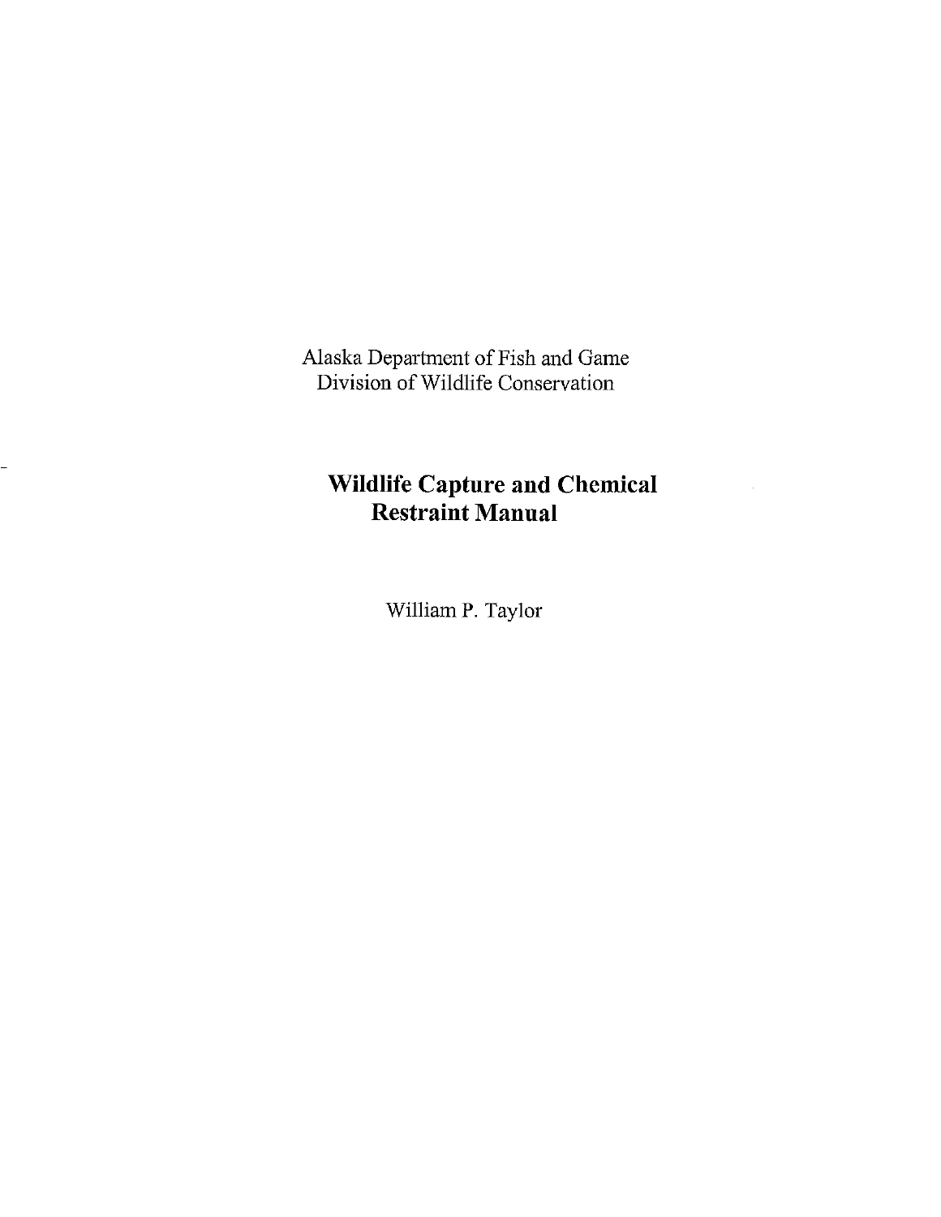Alaska Department of Fish and Game
Division of Wildlife Conservation

# Wildlife Capture and Chemical Restraint Manual

William P. Taylor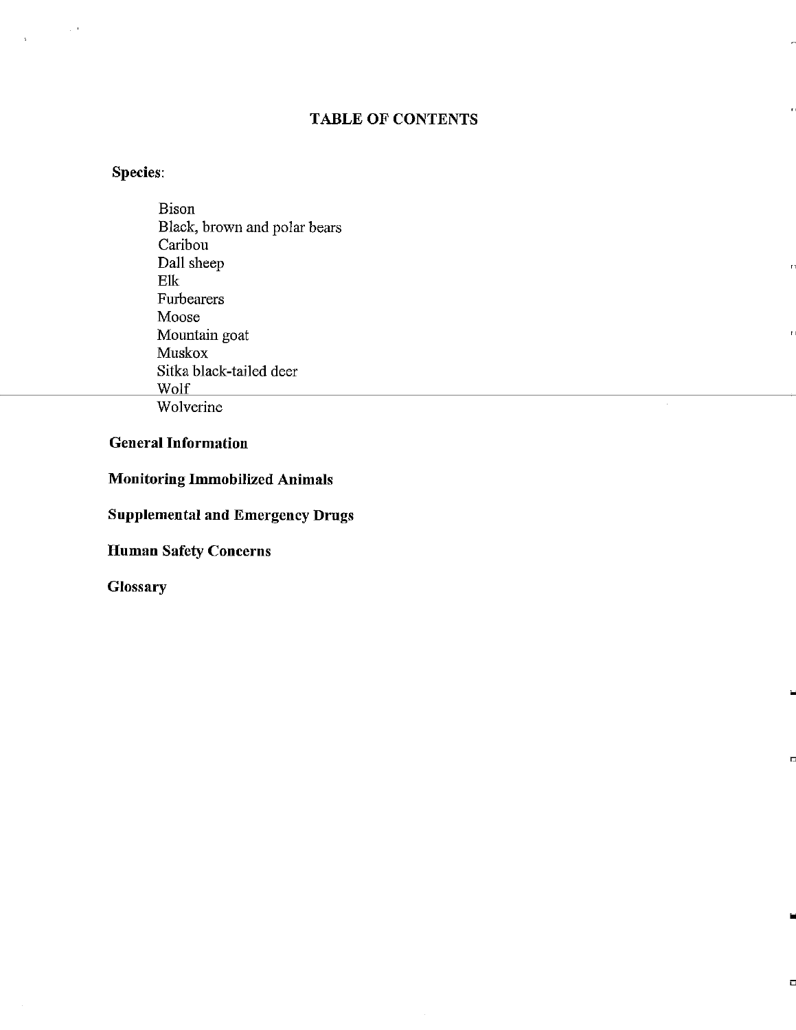# TABLE OF CONTENTS

**Species:**

- Bison
- Black, brown and polar bears
- Caribou
- Dall sheep
- Elk
- Furbearers
- Moose
- Mountain goat
- Muskox
- Sitka black-tailed deer
- Wolf
- Wolverine

**General Information**

**Monitoring Immobilized Animals**

**Supplemental and Emergency Drugs**

**Human Safety Concerns**

**Glossary**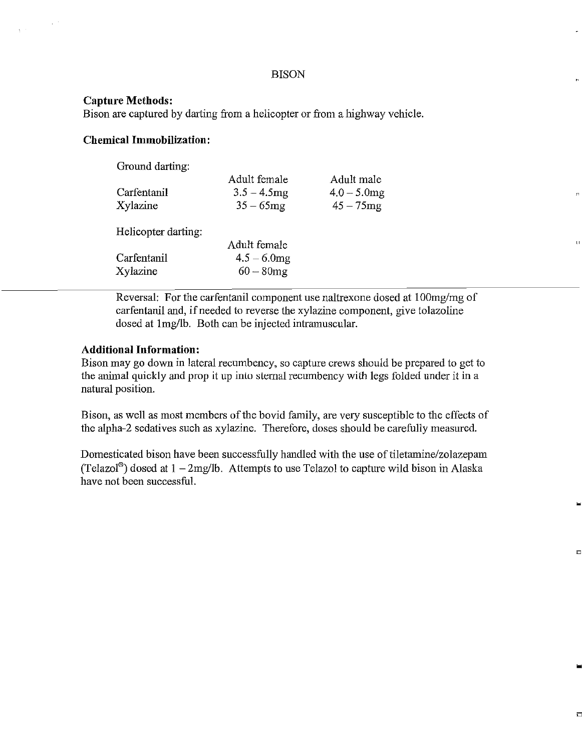# BISON

**Capture Methods:**

Bison are captured by darting from a helicopter or from a highway vehicle.

**Chemical Immobilization:**

Ground darting:

| | Adult female | Adult male |
|---|---|---|
| Carfentanil | 3.5 – 4.5mg | 4.0 – 5.0mg |
| Xylazine | 35 – 65mg | 45 – 75mg |

Helicopter darting:

| | Adult female |
|---|---|
| Carfentanil | 4.5 – 6.0mg |
| Xylazine | 60 – 80mg |

Reversal: For the carfentanil component use naltrexone dosed at 100mg/mg of carfentanil and, if needed to reverse the xylazine component, give tolazoline dosed at 1mg/lb. Both can be injected intramuscular.

**Additional Information:**

Bison may go down in lateral recumbency, so capture crews should be prepared to get to the animal quickly and prop it up into sternal recumbency with legs folded under it in a natural position.

Bison, as well as most members of the bovid family, are very susceptible to the effects of the alpha-2 sedatives such as xylazine. Therefore, doses should be carefully measured.

Domesticated bison have been successfully handled with the use of tiletamine/zolazepam (Telazol®) dosed at 1 – 2mg/lb. Attempts to use Telazol to capture wild bison in Alaska have not been successful.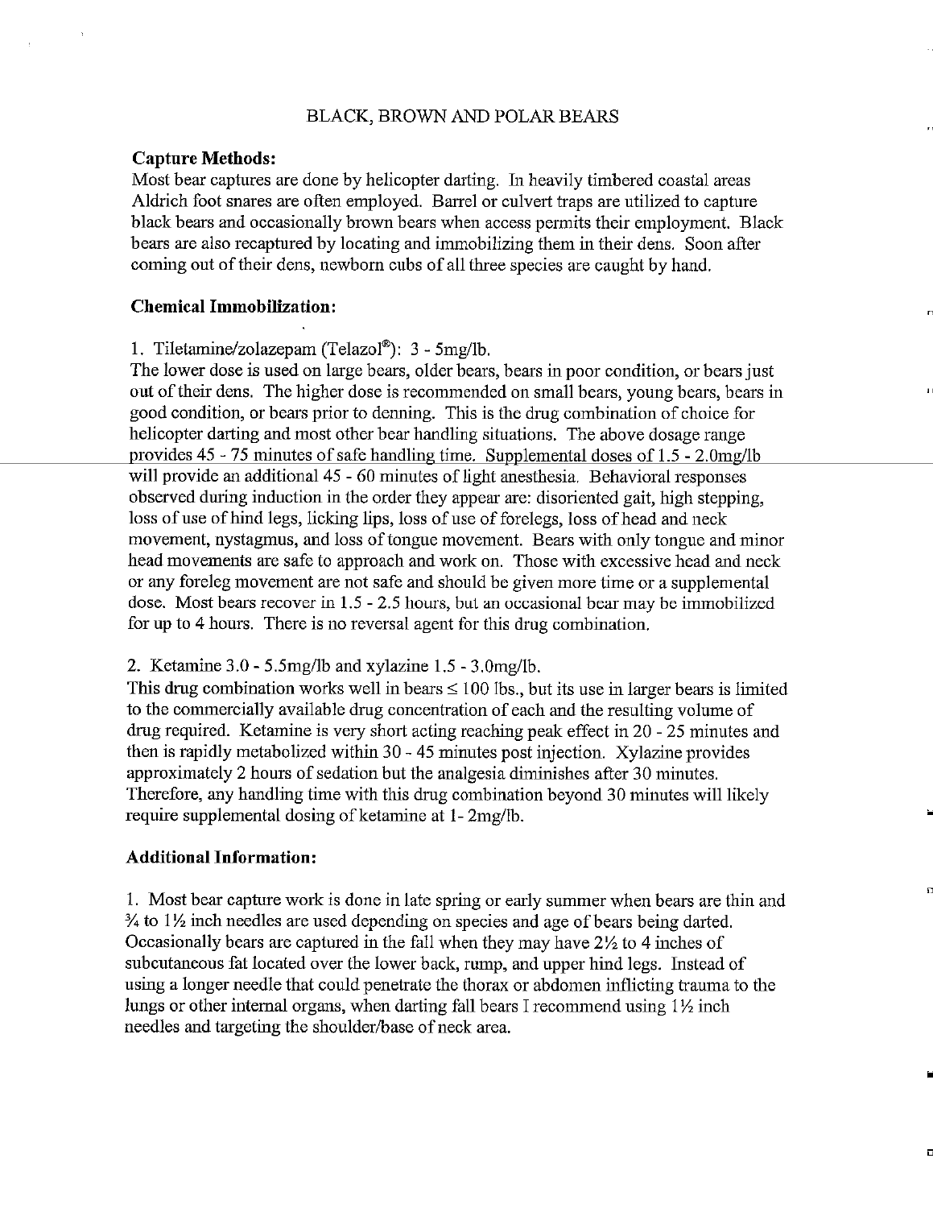# BLACK, BROWN AND POLAR BEARS

**Capture Methods:**

Most bear captures are done by helicopter darting. In heavily timbered coastal areas Aldrich foot snares are often employed. Barrel or culvert traps are utilized to capture black bears and occasionally brown bears when access permits their employment. Black bears are also recaptured by locating and immobilizing them in their dens. Soon after coming out of their dens, newborn cubs of all three species are caught by hand.

**Chemical Immobilization:**

1. Tiletamine/zolazepam (Telazol®): 3 - 5mg/lb.

The lower dose is used on large bears, older bears, bears in poor condition, or bears just out of their dens. The higher dose is recommended on small bears, young bears, bears in good condition, or bears prior to denning. This is the drug combination of choice for helicopter darting and most other bear handling situations. The above dosage range provides 45 - 75 minutes of safe handling time. Supplemental doses of 1.5 - 2.0mg/lb will provide an additional 45 - 60 minutes of light anesthesia. Behavioral responses observed during induction in the order they appear are: disoriented gait, high stepping, loss of use of hind legs, licking lips, loss of use of forelegs, loss of head and neck movement, nystagmus, and loss of tongue movement. Bears with only tongue and minor head movements are safe to approach and work on. Those with excessive head and neck or any foreleg movement are not safe and should be given more time or a supplemental dose. Most bears recover in 1.5 - 2.5 hours, but an occasional bear may be immobilized for up to 4 hours. There is no reversal agent for this drug combination.

2. Ketamine 3.0 - 5.5mg/lb and xylazine 1.5 - 3.0mg/lb.

This drug combination works well in bears ≤ 100 lbs., but its use in larger bears is limited to the commercially available drug concentration of each and the resulting volume of drug required. Ketamine is very short acting reaching peak effect in 20 - 25 minutes and then is rapidly metabolized within 30 - 45 minutes post injection. Xylazine provides approximately 2 hours of sedation but the analgesia diminishes after 30 minutes. Therefore, any handling time with this drug combination beyond 30 minutes will likely require supplemental dosing of ketamine at 1- 2mg/lb.

**Additional Information:**

1. Most bear capture work is done in late spring or early summer when bears are thin and ¾ to 1½ inch needles are used depending on species and age of bears being darted. Occasionally bears are captured in the fall when they may have 2½ to 4 inches of subcutaneous fat located over the lower back, rump, and upper hind legs. Instead of using a longer needle that could penetrate the thorax or abdomen inflicting trauma to the lungs or other internal organs, when darting fall bears I recommend using 1½ inch needles and targeting the shoulder/base of neck area.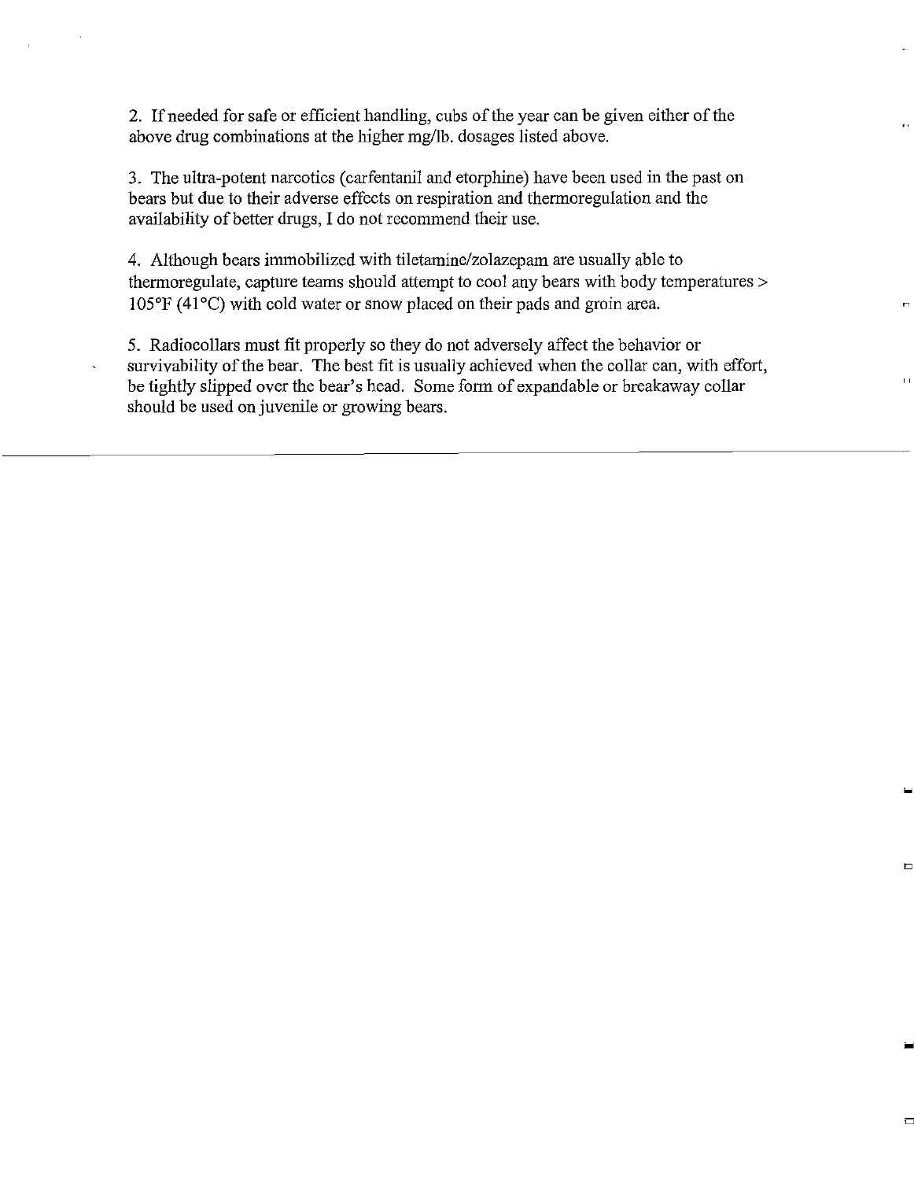2. If needed for safe or efficient handling, cubs of the year can be given either of the above drug combinations at the higher mg/lb. dosages listed above.

3. The ultra-potent narcotics (carfentanil and etorphine) have been used in the past on bears but due to their adverse effects on respiration and thermoregulation and the availability of better drugs, I do not recommend their use.

4. Although bears immobilized with tiletamine/zolazepam are usually able to thermoregulate, capture teams should attempt to cool any bears with body temperatures > 105°F (41°C) with cold water or snow placed on their pads and groin area.

5. Radiocollars must fit properly so they do not adversely affect the behavior or survivability of the bear. The best fit is usually achieved when the collar can, with effort, be tightly slipped over the bear's head. Some form of expandable or breakaway collar should be used on juvenile or growing bears.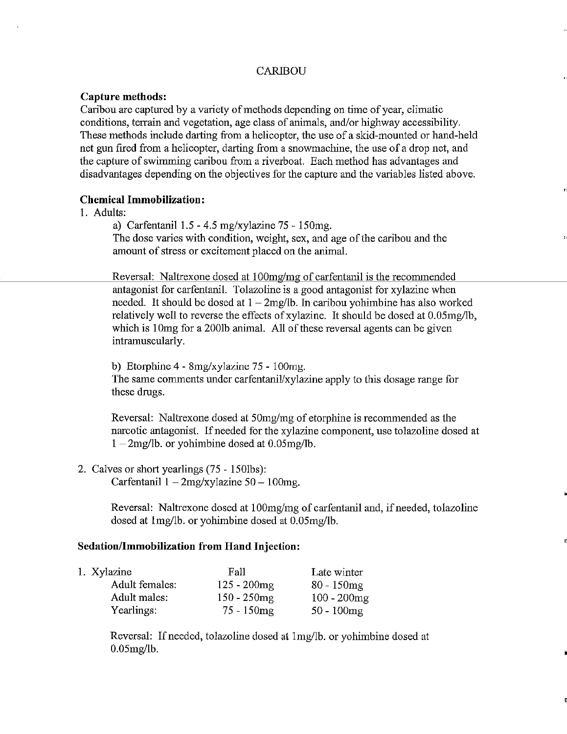# CARIBOU

**Capture methods:**

Caribou are captured by a variety of methods depending on time of year, climatic conditions, terrain and vegetation, age class of animals, and/or highway accessibility. These methods include darting from a helicopter, the use of a skid-mounted or hand-held net gun fired from a helicopter, darting from a snowmachine, the use of a drop net, and the capture of swimming caribou from a riverboat. Each method has advantages and disadvantages depending on the objectives for the capture and the variables listed above.

**Chemical Immobilization:**

1. Adults:

   a) Carfentanil 1.5 - 4.5 mg/xylazine 75 - 150mg.
   The dose varies with condition, weight, sex, and age of the caribou and the amount of stress or excitement placed on the animal.

   Reversal: Naltrexone dosed at 100mg/mg of carfentanil is the recommended antagonist for carfentanil. Tolazoline is a good antagonist for xylazine when needed. It should be dosed at 1 – 2mg/lb. In caribou yohimbine has also worked relatively well to reverse the effects of xylazine. It should be dosed at 0.05mg/lb, which is 10mg for a 200lb animal. All of these reversal agents can be given intramuscularly.

   b) Etorphine 4 - 8mg/xylazine 75 - 100mg.
   The same comments under carfentanil/xylazine apply to this dosage range for these drugs.

   Reversal: Naltrexone dosed at 50mg/mg of etorphine is recommended as the narcotic antagonist. If needed for the xylazine component, use tolazoline dosed at 1 – 2mg/lb. or yohimbine dosed at 0.05mg/lb.

2. Calves or short yearlings (75 - 150lbs):
   Carfentanil 1 – 2mg/xylazine 50 – 100mg.

   Reversal: Naltrexone dosed at 100mg/mg of carfentanil and, if needed, tolazoline dosed at 1mg/lb. or yohimbine dosed at 0.05mg/lb.

**Sedation/Immobilization from Hand Injection:**

1. Xylazine

| | Fall | Late winter |
|---|---|---|
| Adult females: | 125 - 200mg | 80 - 150mg |
| Adult males: | 150 - 250mg | 100 - 200mg |
| Yearlings: | 75 - 150mg | 50 - 100mg |

   Reversal: If needed, tolazoline dosed at 1mg/lb. or yohimbine dosed at 0.05mg/lb.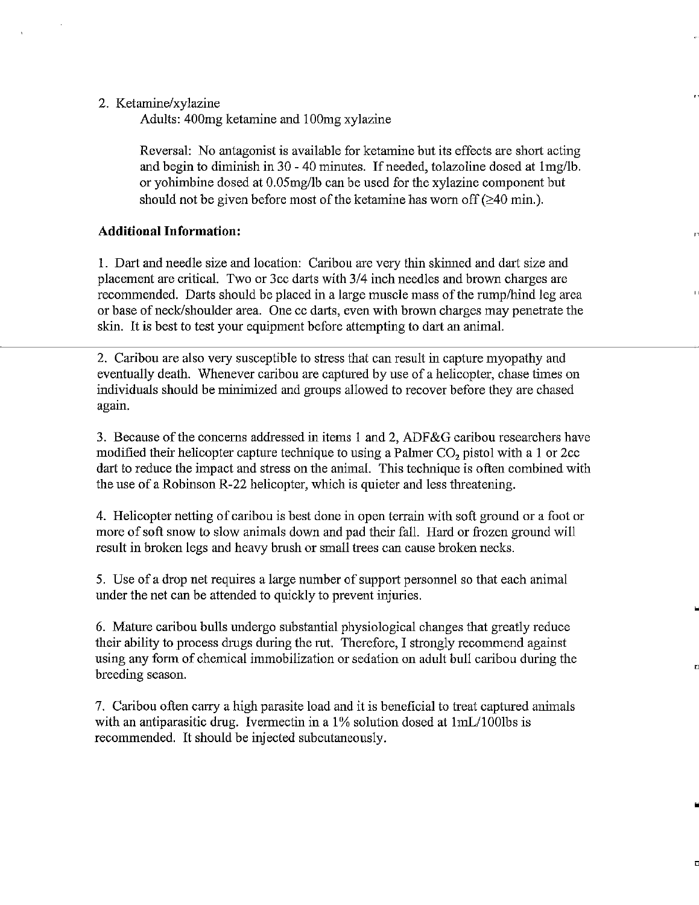2. Ketamine/xylazine

   Adults: 400mg ketamine and 100mg xylazine

   Reversal: No antagonist is available for ketamine but its effects are short acting and begin to diminish in 30 - 40 minutes. If needed, tolazoline dosed at 1mg/lb. or yohimbine dosed at 0.05mg/lb can be used for the xylazine component but should not be given before most of the ketamine has worn off (≥40 min.).

**Additional Information:**

1. Dart and needle size and location: Caribou are very thin skinned and dart size and placement are critical. Two or 3cc darts with 3/4 inch needles and brown charges are recommended. Darts should be placed in a large muscle mass of the rump/hind leg area or base of neck/shoulder area. One cc darts, even with brown charges may penetrate the skin. It is best to test your equipment before attempting to dart an animal.

2. Caribou are also very susceptible to stress that can result in capture myopathy and eventually death. Whenever caribou are captured by use of a helicopter, chase times on individuals should be minimized and groups allowed to recover before they are chased again.

3. Because of the concerns addressed in items 1 and 2, ADF&G caribou researchers have modified their helicopter capture technique to using a Palmer $CO_2$ pistol with a 1 or 2cc dart to reduce the impact and stress on the animal. This technique is often combined with the use of a Robinson R-22 helicopter, which is quieter and less threatening.

4. Helicopter netting of caribou is best done in open terrain with soft ground or a foot or more of soft snow to slow animals down and pad their fall. Hard or frozen ground will result in broken legs and heavy brush or small trees can cause broken necks.

5. Use of a drop net requires a large number of support personnel so that each animal under the net can be attended to quickly to prevent injuries.

6. Mature caribou bulls undergo substantial physiological changes that greatly reduce their ability to process drugs during the rut. Therefore, I strongly recommend against using any form of chemical immobilization or sedation on adult bull caribou during the breeding season.

7. Caribou often carry a high parasite load and it is beneficial to treat captured animals with an antiparasitic drug. Ivermectin in a 1% solution dosed at 1mL/100lbs is recommended. It should be injected subcutaneously.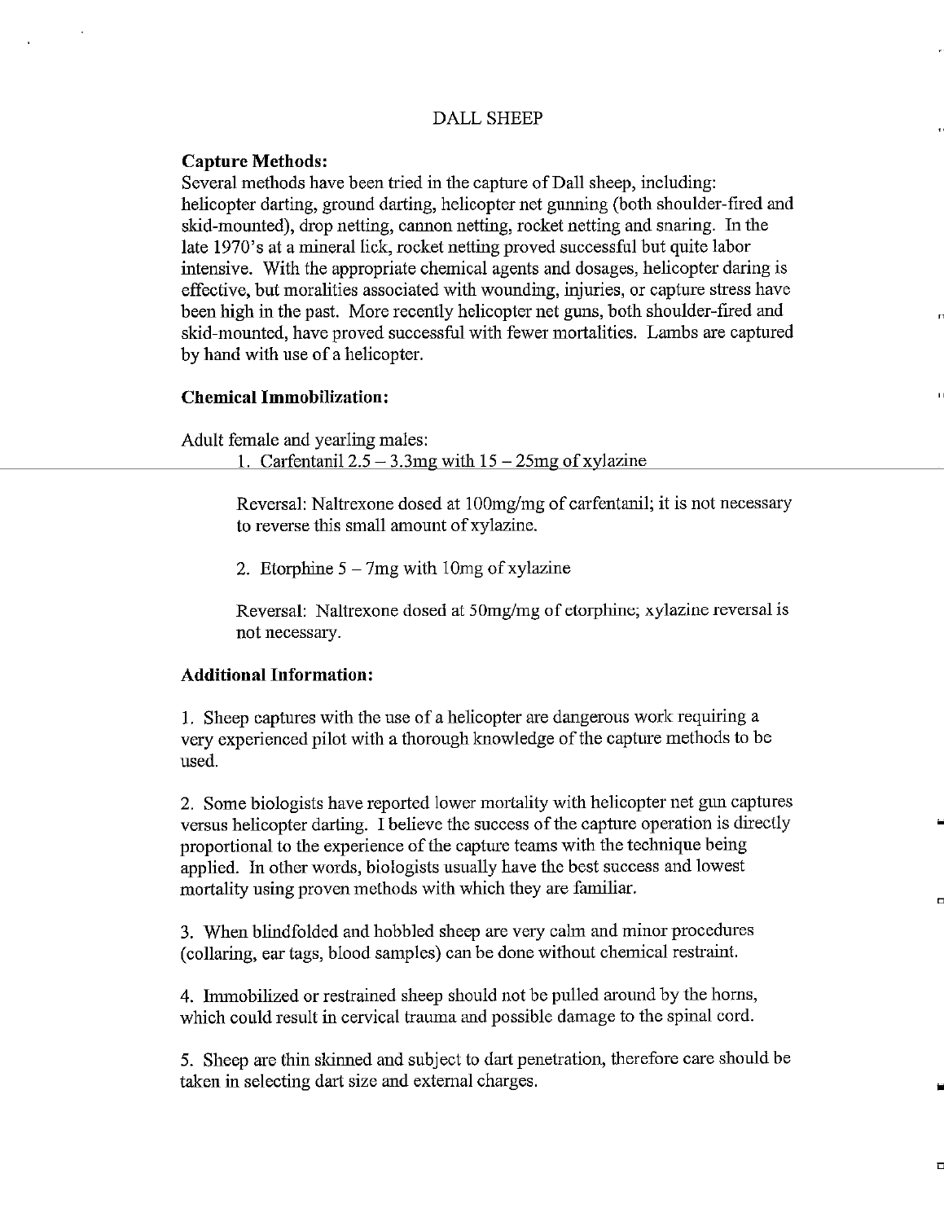# DALL SHEEP

**Capture Methods:**

Several methods have been tried in the capture of Dall sheep, including: helicopter darting, ground darting, helicopter net gunning (both shoulder-fired and skid-mounted), drop netting, cannon netting, rocket netting and snaring. In the late 1970's at a mineral lick, rocket netting proved successful but quite labor intensive. With the appropriate chemical agents and dosages, helicopter daring is effective, but moralities associated with wounding, injuries, or capture stress have been high in the past. More recently helicopter net guns, both shoulder-fired and skid-mounted, have proved successful with fewer mortalities. Lambs are captured by hand with use of a helicopter.

**Chemical Immobilization:**

Adult female and yearling males:

1. Carfentanil 2.5 – 3.3mg with 15 – 25mg of xylazine

   Reversal: Naltrexone dosed at 100mg/mg of carfentanil; it is not necessary to reverse this small amount of xylazine.

2. Etorphine 5 – 7mg with 10mg of xylazine

   Reversal: Naltrexone dosed at 50mg/mg of etorphine; xylazine reversal is not necessary.

**Additional Information:**

1. Sheep captures with the use of a helicopter are dangerous work requiring a very experienced pilot with a thorough knowledge of the capture methods to be used.

2. Some biologists have reported lower mortality with helicopter net gun captures versus helicopter darting. I believe the success of the capture operation is directly proportional to the experience of the capture teams with the technique being applied. In other words, biologists usually have the best success and lowest mortality using proven methods with which they are familiar.

3. When blindfolded and hobbled sheep are very calm and minor procedures (collaring, ear tags, blood samples) can be done without chemical restraint.

4. Immobilized or restrained sheep should not be pulled around by the horns, which could result in cervical trauma and possible damage to the spinal cord.

5. Sheep are thin skinned and subject to dart penetration, therefore care should be taken in selecting dart size and external charges.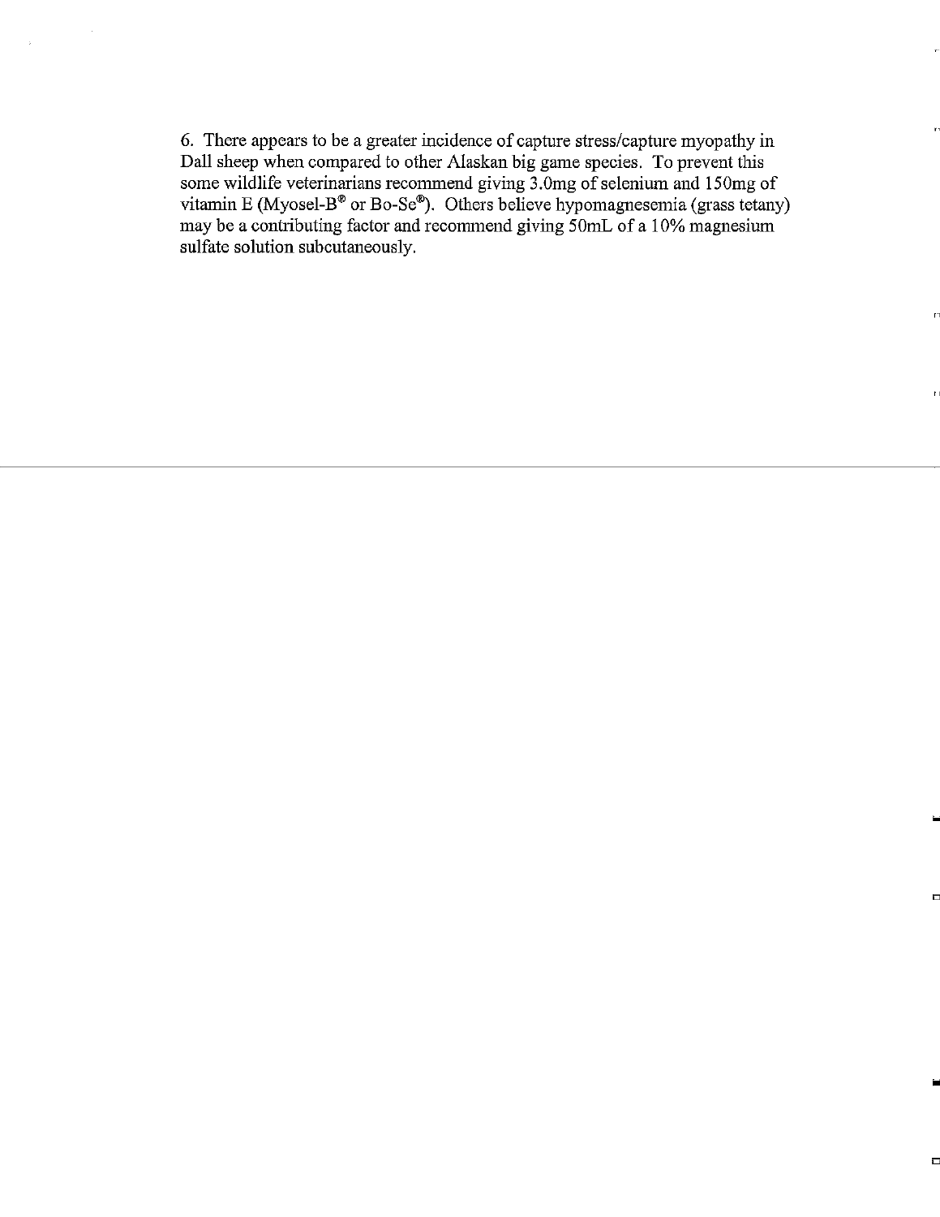6. There appears to be a greater incidence of capture stress/capture myopathy in Dall sheep when compared to other Alaskan big game species. To prevent this some wildlife veterinarians recommend giving 3.0mg of selenium and 150mg of vitamin E (Myosel-B® or Bo-Se®). Others believe hypomagnesemia (grass tetany) may be a contributing factor and recommend giving 50mL of a 10% magnesium sulfate solution subcutaneously.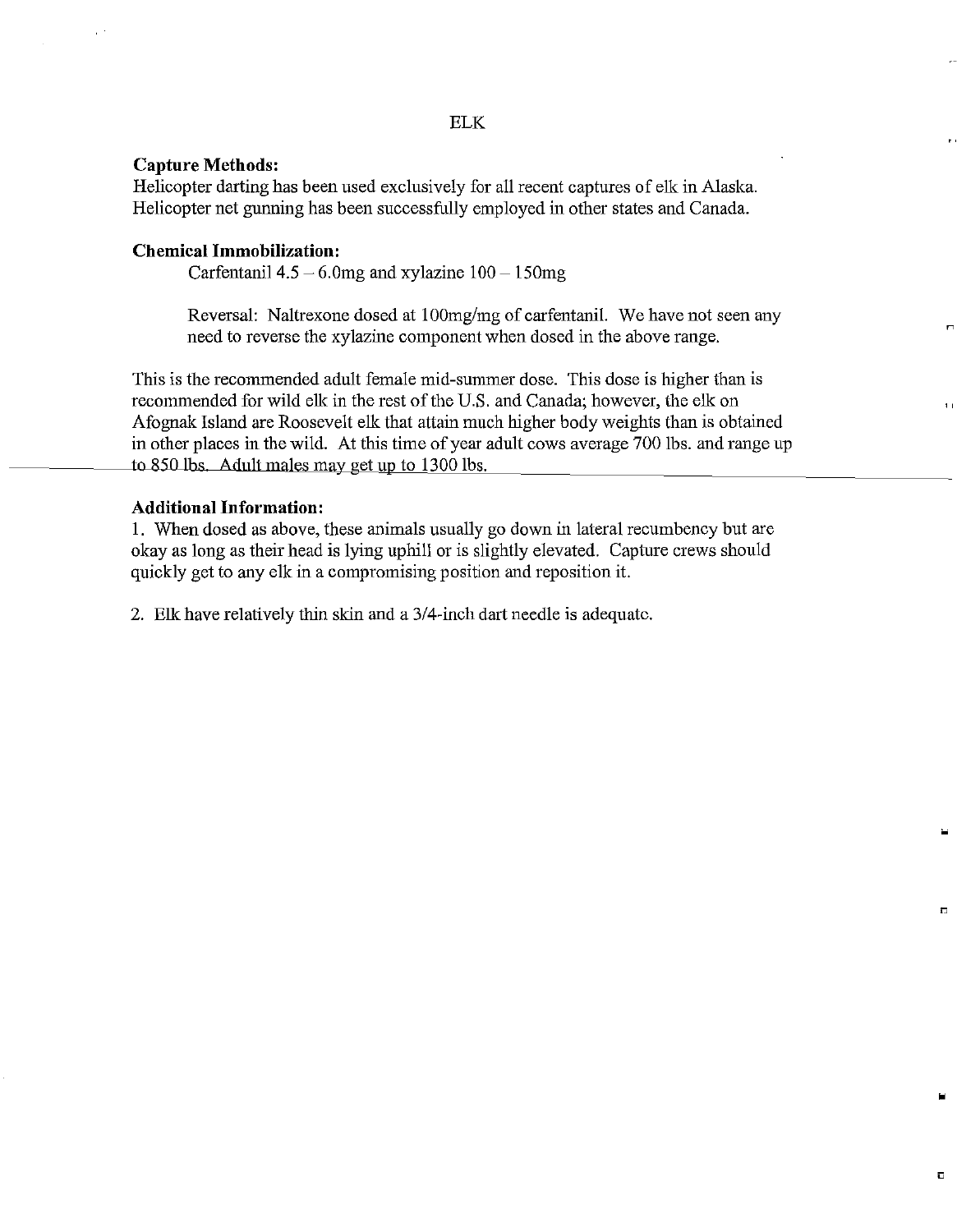# ELK

**Capture Methods:**
Helicopter darting has been used exclusively for all recent captures of elk in Alaska. Helicopter net gunning has been successfully employed in other states and Canada.

**Chemical Immobilization:**

Carfentanil 4.5 – 6.0mg and xylazine 100 – 150mg

Reversal: Naltrexone dosed at 100mg/mg of carfentanil. We have not seen any need to reverse the xylazine component when dosed in the above range.

This is the recommended adult female mid-summer dose. This dose is higher than is recommended for wild elk in the rest of the U.S. and Canada; however, the elk on Afognak Island are Roosevelt elk that attain much higher body weights than is obtained in other places in the wild. At this time of year adult cows average 700 lbs. and range up to 850 lbs. Adult males may get up to 1300 lbs.

**Additional Information:**

1. When dosed as above, these animals usually go down in lateral recumbency but are okay as long as their head is lying uphill or is slightly elevated. Capture crews should quickly get to any elk in a compromising position and reposition it.

2. Elk have relatively thin skin and a 3/4-inch dart needle is adequate.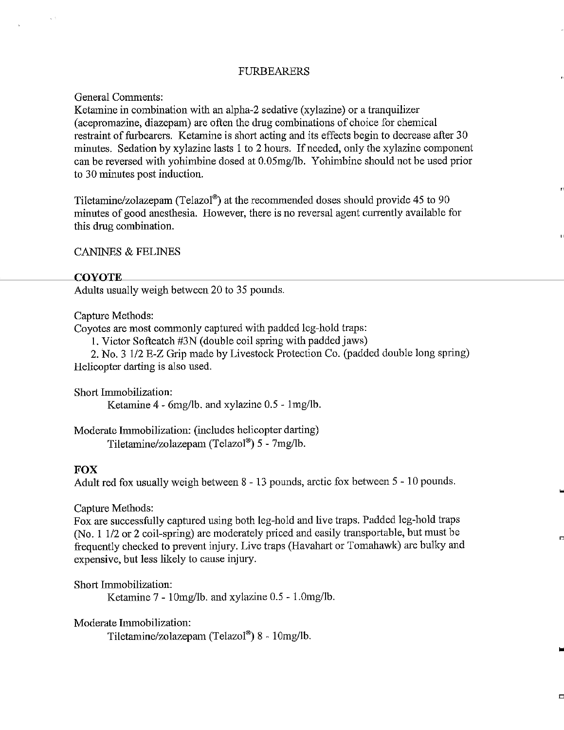# FURBEARERS

General Comments:
Ketamine in combination with an alpha-2 sedative (xylazine) or a tranquilizer (acepromazine, diazepam) are often the drug combinations of choice for chemical restraint of furbearers. Ketamine is short acting and its effects begin to decrease after 30 minutes. Sedation by xylazine lasts 1 to 2 hours. If needed, only the xylazine component can be reversed with yohimbine dosed at 0.05mg/lb. Yohimbine should not be used prior to 30 minutes post induction.

Tiletamine/zolazepam (Telazol®) at the recommended doses should provide 45 to 90 minutes of good anesthesia. However, there is no reversal agent currently available for this drug combination.

## CANINES & FELINES

### COYOTE

Adults usually weigh between 20 to 35 pounds.

Capture Methods:
Coyotes are most commonly captured with padded leg-hold traps:

1. Victor Softcatch #3N (double coil spring with padded jaws)
2. No. 3 1/2 E-Z Grip made by Livestock Protection Co. (padded double long spring)

Helicopter darting is also used.

Short Immobilization:
Ketamine 4 - 6mg/lb. and xylazine 0.5 - 1mg/lb.

Moderate Immobilization: (includes helicopter darting)
Tiletamine/zolazepam (Telazol®) 5 - 7mg/lb.

### FOX

Adult red fox usually weigh between 8 - 13 pounds, arctic fox between 5 - 10 pounds.

Capture Methods:
Fox are successfully captured using both leg-hold and live traps. Padded leg-hold traps (No. 1 1/2 or 2 coil-spring) are moderately priced and easily transportable, but must be frequently checked to prevent injury. Live traps (Havahart or Tomahawk) are bulky and expensive, but less likely to cause injury.

Short Immobilization:
Ketamine 7 - 10mg/lb. and xylazine 0.5 - 1.0mg/lb.

Moderate Immobilization:
Tiletamine/zolazepam (Telazol®) 8 - 10mg/lb.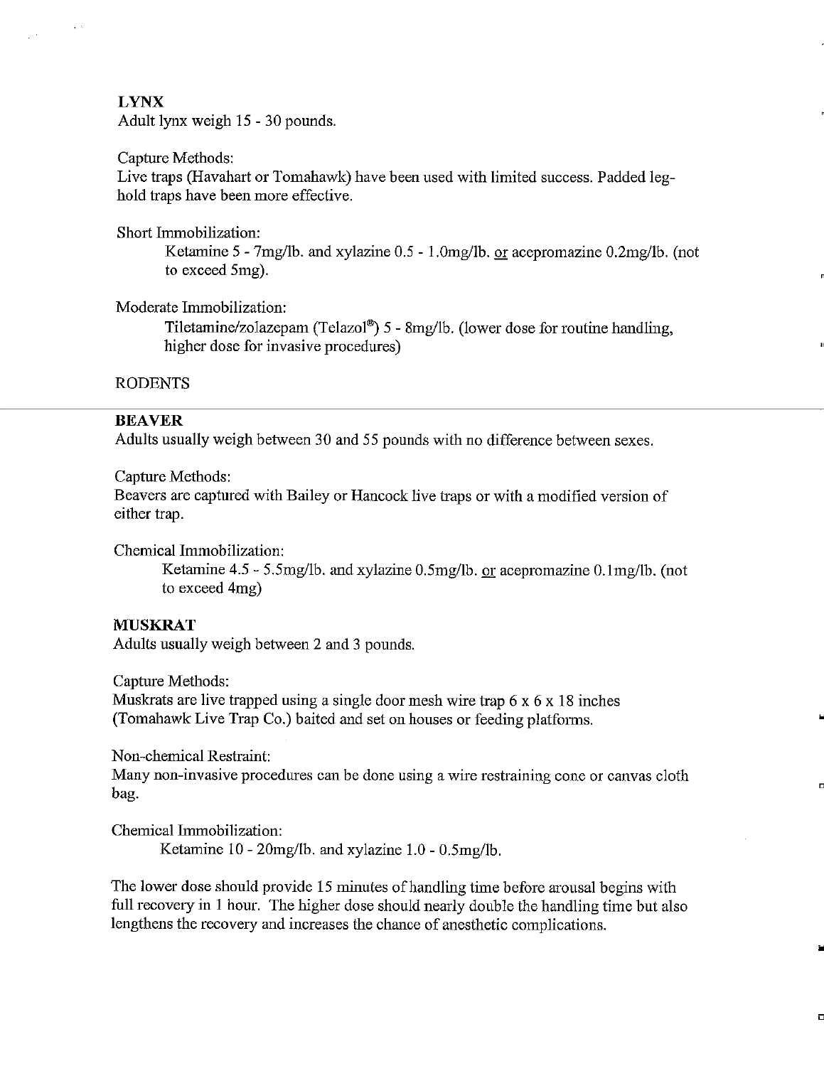## LYNX

Adult lynx weigh 15 - 30 pounds.

Capture Methods:
Live traps (Havahart or Tomahawk) have been used with limited success. Padded leg-hold traps have been more effective.

Short Immobilization:

> Ketamine 5 - 7mg/lb. and xylazine 0.5 - 1.0mg/lb. or acepromazine 0.2mg/lb. (not to exceed 5mg).

Moderate Immobilization:

> Tiletamine/zolazepam (Telazol®) 5 - 8mg/lb. (lower dose for routine handling, higher dose for invasive procedures)

# RODENTS

---

## BEAVER

Adults usually weigh between 30 and 55 pounds with no difference between sexes.

Capture Methods:
Beavers are captured with Bailey or Hancock live traps or with a modified version of either trap.

Chemical Immobilization:

> Ketamine 4.5 - 5.5mg/lb. and xylazine 0.5mg/lb. or acepromazine 0.1mg/lb. (not to exceed 4mg)

## MUSKRAT

Adults usually weigh between 2 and 3 pounds.

Capture Methods:
Muskrats are live trapped using a single door mesh wire trap 6 x 6 x 18 inches (Tomahawk Live Trap Co.) baited and set on houses or feeding platforms.

Non-chemical Restraint:
Many non-invasive procedures can be done using a wire restraining cone or canvas cloth bag.

Chemical Immobilization:

> Ketamine 10 - 20mg/lb. and xylazine 1.0 - 0.5mg/lb.

The lower dose should provide 15 minutes of handling time before arousal begins with full recovery in 1 hour. The higher dose should nearly double the handling time but also lengthens the recovery and increases the chance of anesthetic complications.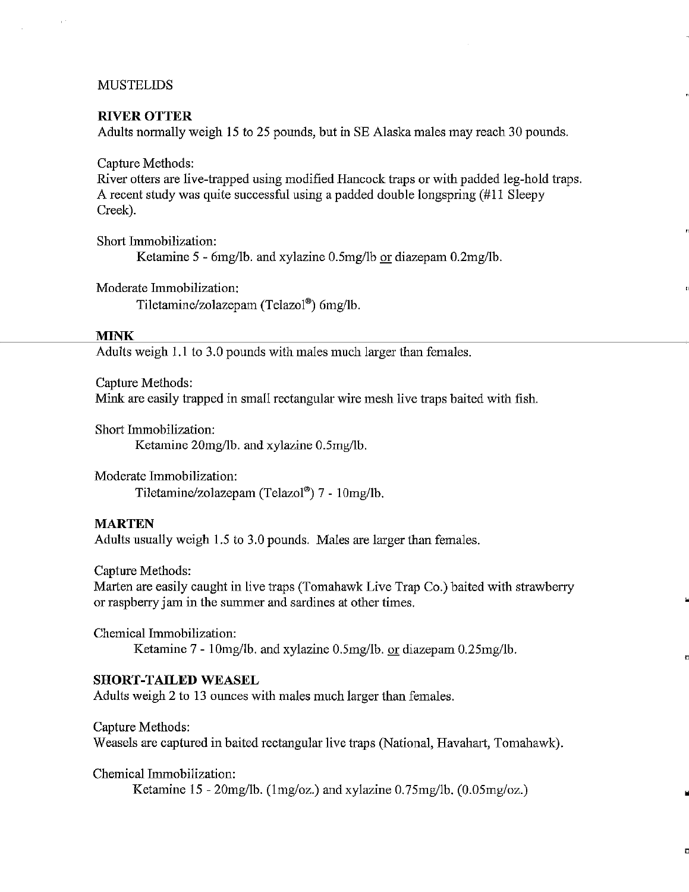# MUSTELIDS

## RIVER OTTER

Adults normally weigh 15 to 25 pounds, but in SE Alaska males may reach 30 pounds.

Capture Methods:
River otters are live-trapped using modified Hancock traps or with padded leg-hold traps. A recent study was quite successful using a padded double longspring (#11 Sleepy Creek).

Short Immobilization:
Ketamine 5 - 6mg/lb. and xylazine 0.5mg/lb <u>or</u> diazepam 0.2mg/lb.

Moderate Immobilization:
Tiletamine/zolazepam (Telazol®) 6mg/lb.

## MINK

Adults weigh 1.1 to 3.0 pounds with males much larger than females.

Capture Methods:
Mink are easily trapped in small rectangular wire mesh live traps baited with fish.

Short Immobilization:
Ketamine 20mg/lb. and xylazine 0.5mg/lb.

Moderate Immobilization:
Tiletamine/zolazepam (Telazol®) 7 - 10mg/lb.

## MARTEN

Adults usually weigh 1.5 to 3.0 pounds. Males are larger than females.

Capture Methods:
Marten are easily caught in live traps (Tomahawk Live Trap Co.) baited with strawberry or raspberry jam in the summer and sardines at other times.

Chemical Immobilization:
Ketamine 7 - 10mg/lb. and xylazine 0.5mg/lb. <u>or</u> diazepam 0.25mg/lb.

## SHORT-TAILED WEASEL

Adults weigh 2 to 13 ounces with males much larger than females.

Capture Methods:
Weasels are captured in baited rectangular live traps (National, Havahart, Tomahawk).

Chemical Immobilization:
Ketamine 15 - 20mg/lb. (1mg/oz.) and xylazine 0.75mg/lb. (0.05mg/oz.)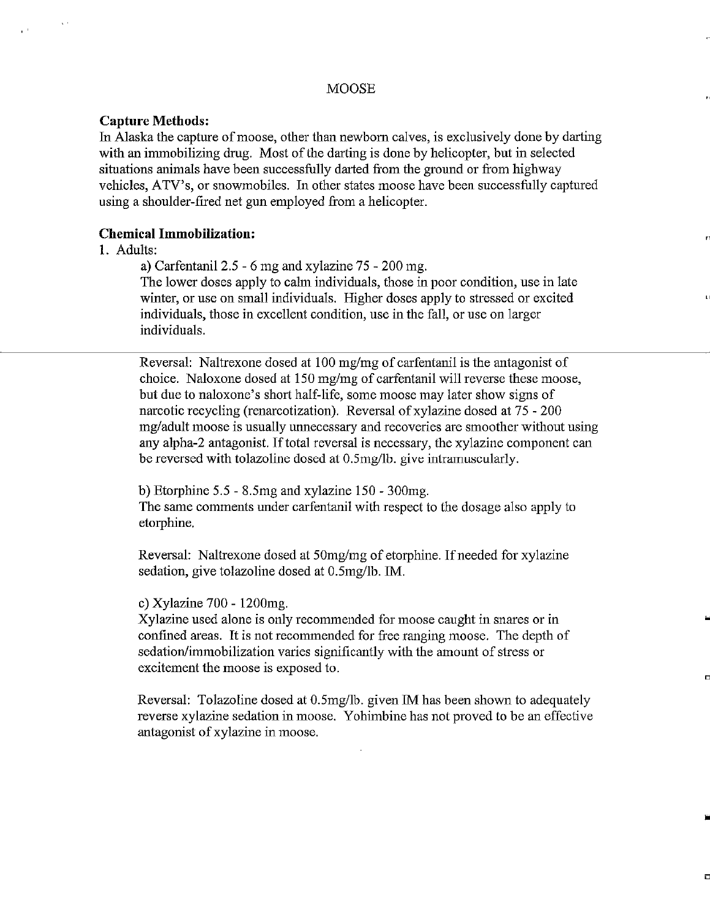# MOOSE

**Capture Methods:**
In Alaska the capture of moose, other than newborn calves, is exclusively done by darting with an immobilizing drug. Most of the darting is done by helicopter, but in selected situations animals have been successfully darted from the ground or from highway vehicles, ATV's, or snowmobiles. In other states moose have been successfully captured using a shoulder-fired net gun employed from a helicopter.

**Chemical Immobilization:**

1. Adults:

   a) Carfentanil 2.5 - 6 mg and xylazine 75 - 200 mg.
   The lower doses apply to calm individuals, those in poor condition, use in late winter, or use on small individuals. Higher doses apply to stressed or excited individuals, those in excellent condition, use in the fall, or use on larger individuals.

   Reversal: Naltrexone dosed at 100 mg/mg of carfentanil is the antagonist of choice. Naloxone dosed at 150 mg/mg of carfentanil will reverse these moose, but due to naloxone's short half-life, some moose may later show signs of narcotic recycling (renarcotization). Reversal of xylazine dosed at 75 - 200 mg/adult moose is usually unnecessary and recoveries are smoother without using any alpha-2 antagonist. If total reversal is necessary, the xylazine component can be reversed with tolazoline dosed at 0.5mg/lb. give intramuscularly.

   b) Etorphine 5.5 - 8.5mg and xylazine 150 - 300mg.
   The same comments under carfentanil with respect to the dosage also apply to etorphine.

   Reversal: Naltrexone dosed at 50mg/mg of etorphine. If needed for xylazine sedation, give tolazoline dosed at 0.5mg/lb. IM.

   c) Xylazine 700 - 1200mg.
   Xylazine used alone is only recommended for moose caught in snares or in confined areas. It is not recommended for free ranging moose. The depth of sedation/immobilization varies significantly with the amount of stress or excitement the moose is exposed to.

   Reversal: Tolazoline dosed at 0.5mg/lb. given IM has been shown to adequately reverse xylazine sedation in moose. Yohimbine has not proved to be an effective antagonist of xylazine in moose.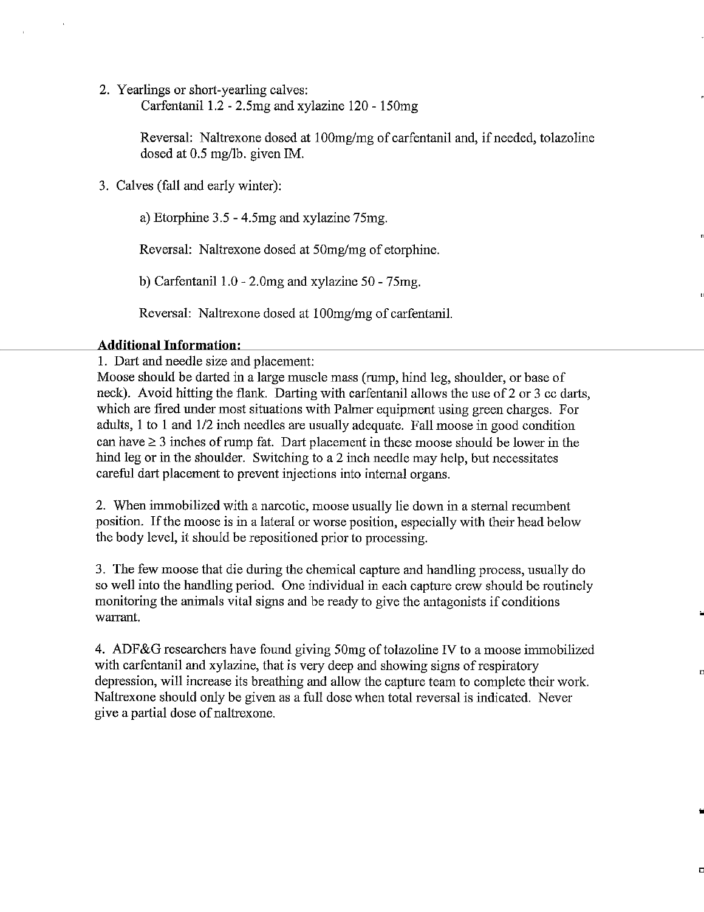2. Yearlings or short-yearling calves:

   Carfentanil 1.2 - 2.5mg and xylazine 120 - 150mg

   Reversal: Naltrexone dosed at 100mg/mg of carfentanil and, if needed, tolazoline dosed at 0.5 mg/lb. given IM.

3. Calves (fall and early winter):

   a) Etorphine 3.5 - 4.5mg and xylazine 75mg.

   Reversal: Naltrexone dosed at 50mg/mg of etorphine.

   b) Carfentanil 1.0 - 2.0mg and xylazine 50 - 75mg.

   Reversal: Naltrexone dosed at 100mg/mg of carfentanil.

**Additional Information:**

1. Dart and needle size and placement:
Moose should be darted in a large muscle mass (rump, hind leg, shoulder, or base of neck). Avoid hitting the flank. Darting with carfentanil allows the use of 2 or 3 cc darts, which are fired under most situations with Palmer equipment using green charges. For adults, 1 to 1 and 1/2 inch needles are usually adequate. Fall moose in good condition can have ≥ 3 inches of rump fat. Dart placement in these moose should be lower in the hind leg or in the shoulder. Switching to a 2 inch needle may help, but necessitates careful dart placement to prevent injections into internal organs.

2. When immobilized with a narcotic, moose usually lie down in a sternal recumbent position. If the moose is in a lateral or worse position, especially with their head below the body level, it should be repositioned prior to processing.

3. The few moose that die during the chemical capture and handling process, usually do so well into the handling period. One individual in each capture crew should be routinely monitoring the animals vital signs and be ready to give the antagonists if conditions warrant.

4. ADF&G researchers have found giving 50mg of tolazoline IV to a moose immobilized with carfentanil and xylazine, that is very deep and showing signs of respiratory depression, will increase its breathing and allow the capture team to complete their work. Naltrexone should only be given as a full dose when total reversal is indicated. Never give a partial dose of naltrexone.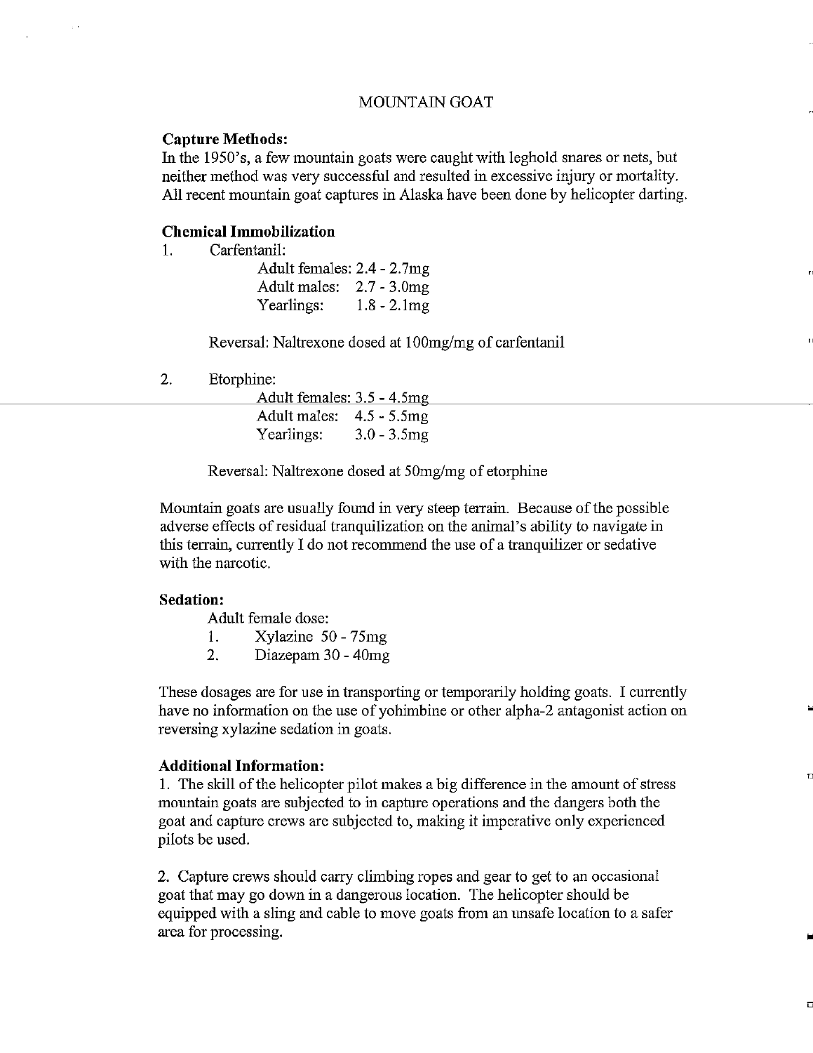# MOUNTAIN GOAT

**Capture Methods:**
In the 1950's, a few mountain goats were caught with leghold snares or nets, but neither method was very successful and resulted in excessive injury or mortality. All recent mountain goat captures in Alaska have been done by helicopter darting.

**Chemical Immobilization**

1. Carfentanil:

   Adult females: 2.4 - 2.7mg
   Adult males: 2.7 - 3.0mg
   Yearlings: 1.8 - 2.1mg

   Reversal: Naltrexone dosed at 100mg/mg of carfentanil

2. Etorphine:

   Adult females: 3.5 - 4.5mg
   Adult males: 4.5 - 5.5mg
   Yearlings: 3.0 - 3.5mg

   Reversal: Naltrexone dosed at 50mg/mg of etorphine

Mountain goats are usually found in very steep terrain. Because of the possible adverse effects of residual tranquilization on the animal's ability to navigate in this terrain, currently I do not recommend the use of a tranquilizer or sedative with the narcotic.

**Sedation:**

Adult female dose:

1. Xylazine 50 - 75mg
2. Diazepam 30 - 40mg

These dosages are for use in transporting or temporarily holding goats. I currently have no information on the use of yohimbine or other alpha-2 antagonist action on reversing xylazine sedation in goats.

**Additional Information:**

1. The skill of the helicopter pilot makes a big difference in the amount of stress mountain goats are subjected to in capture operations and the dangers both the goat and capture crews are subjected to, making it imperative only experienced pilots be used.

2. Capture crews should carry climbing ropes and gear to get to an occasional goat that may go down in a dangerous location. The helicopter should be equipped with a sling and cable to move goats from an unsafe location to a safer area for processing.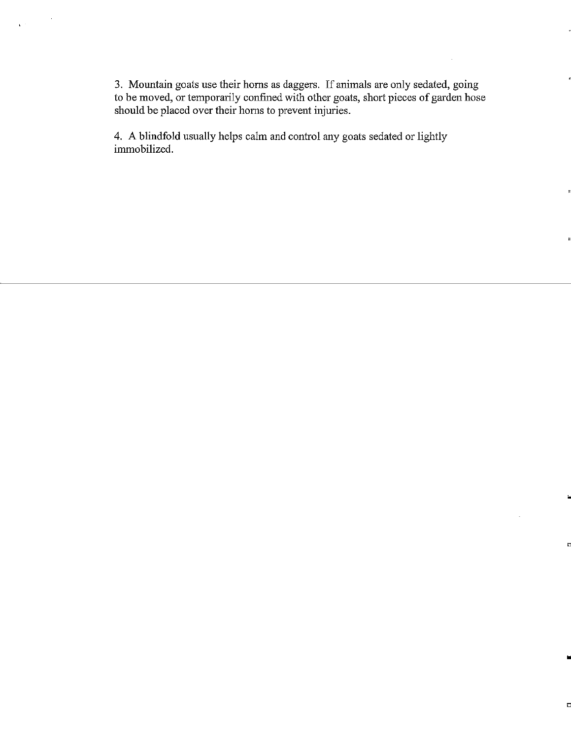3. Mountain goats use their horns as daggers. If animals are only sedated, going to be moved, or temporarily confined with other goats, short pieces of garden hose should be placed over their horns to prevent injuries.

4. A blindfold usually helps calm and control any goats sedated or lightly immobilized.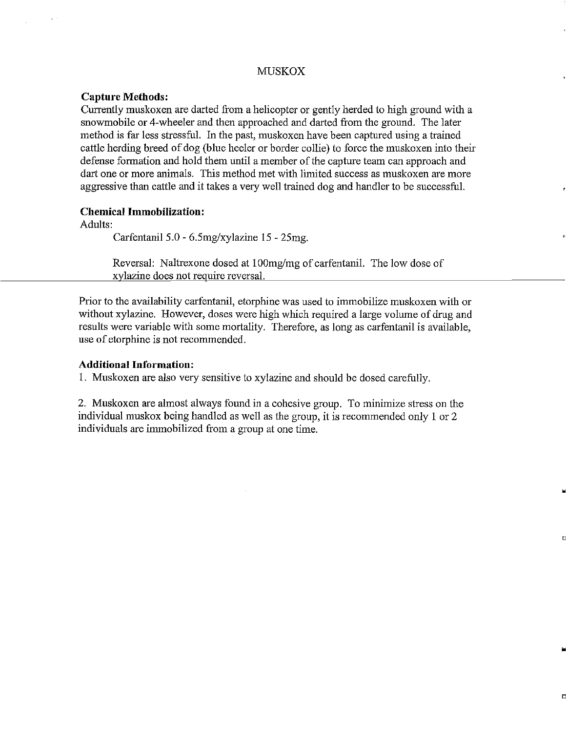# MUSKOX

**Capture Methods:**
Currently muskoxen are darted from a helicopter or gently herded to high ground with a snowmobile or 4-wheeler and then approached and darted from the ground. The later method is far less stressful. In the past, muskoxen have been captured using a trained cattle herding breed of dog (blue heeler or border collie) to force the muskoxen into their defense formation and hold them until a member of the capture team can approach and dart one or more animals. This method met with limited success as muskoxen are more aggressive than cattle and it takes a very well trained dog and handler to be successful.

**Chemical Immobilization:**
Adults:

Carfentanil 5.0 - 6.5mg/xylazine 15 - 25mg.

Reversal: Naltrexone dosed at 100mg/mg of carfentanil. The low dose of xylazine does not require reversal.

---

Prior to the availability carfentanil, etorphine was used to immobilize muskoxen with or without xylazine. However, doses were high which required a large volume of drug and results were variable with some mortality. Therefore, as long as carfentanil is available, use of etorphine is not recommended.

**Additional Information:**

1. Muskoxen are also very sensitive to xylazine and should be dosed carefully.

2. Muskoxen are almost always found in a cohesive group. To minimize stress on the individual muskox being handled as well as the group, it is recommended only 1 or 2 individuals are immobilized from a group at one time.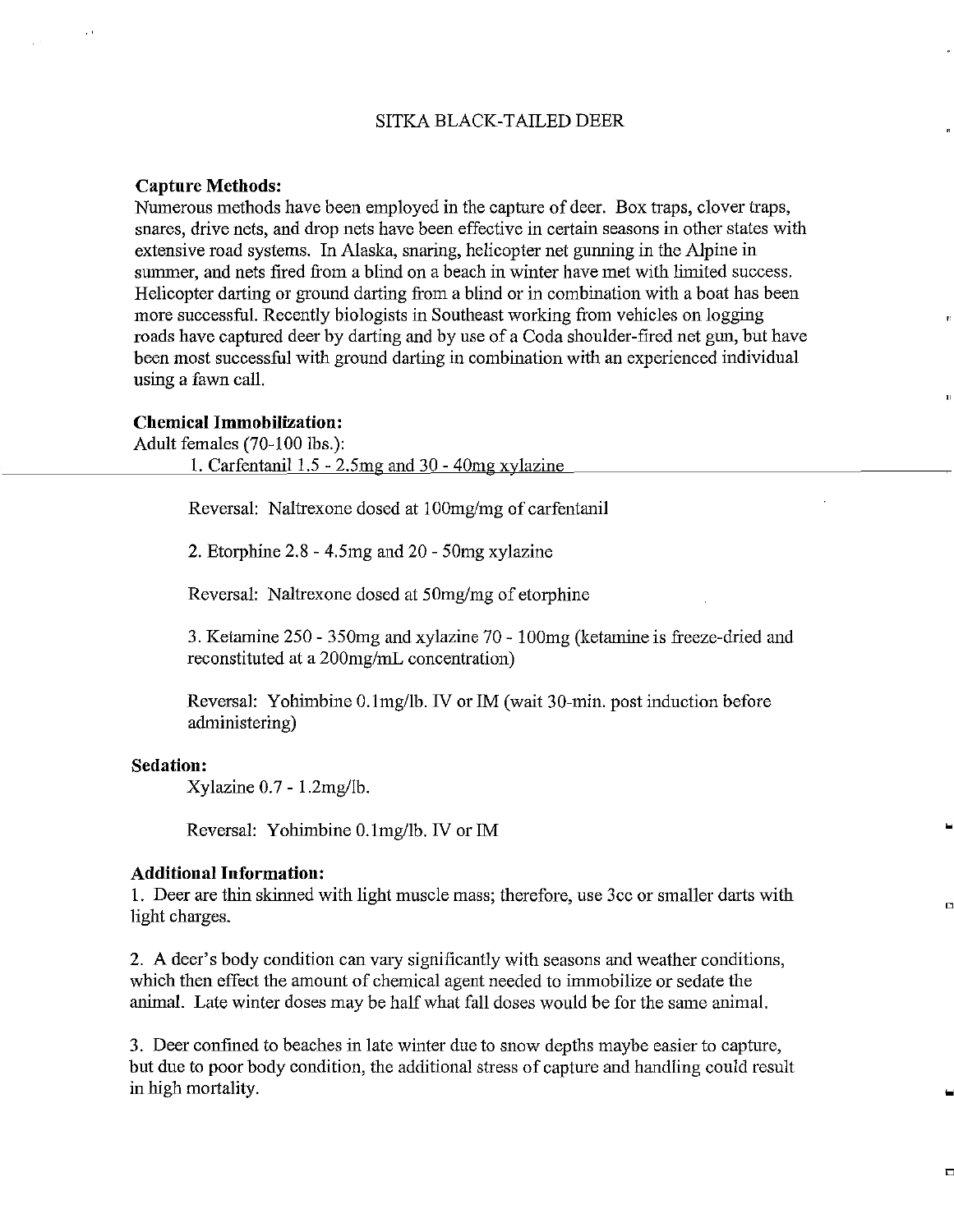# SITKA BLACK-TAILED DEER

**Capture Methods:**

Numerous methods have been employed in the capture of deer. Box traps, clover traps, snares, drive nets, and drop nets have been effective in certain seasons in other states with extensive road systems. In Alaska, snaring, helicopter net gunning in the Alpine in summer, and nets fired from a blind on a beach in winter have met with limited success. Helicopter darting or ground darting from a blind or in combination with a boat has been more successful. Recently biologists in Southeast working from vehicles on logging roads have captured deer by darting and by use of a Coda shoulder-fired net gun, but have been most successful with ground darting in combination with an experienced individual using a fawn call.

**Chemical Immobilization:**

Adult females (70-100 lbs.):

1. Carfentanil 1.5 - 2.5mg and 30 - 40mg xylazine

   Reversal: Naltrexone dosed at 100mg/mg of carfentanil

2. Etorphine 2.8 - 4.5mg and 20 - 50mg xylazine

   Reversal: Naltrexone dosed at 50mg/mg of etorphine

3. Ketamine 250 - 350mg and xylazine 70 - 100mg (ketamine is freeze-dried and reconstituted at a 200mg/mL concentration)

   Reversal: Yohimbine 0.1mg/lb. IV or IM (wait 30-min. post induction before administering)

**Sedation:**

Xylazine 0.7 - 1.2mg/lb.

Reversal: Yohimbine 0.1mg/lb. IV or IM

**Additional Information:**

1. Deer are thin skinned with light muscle mass; therefore, use 3cc or smaller darts with light charges.

2. A deer's body condition can vary significantly with seasons and weather conditions, which then effect the amount of chemical agent needed to immobilize or sedate the animal. Late winter doses may be half what fall doses would be for the same animal.

3. Deer confined to beaches in late winter due to snow depths maybe easier to capture, but due to poor body condition, the additional stress of capture and handling could result in high mortality.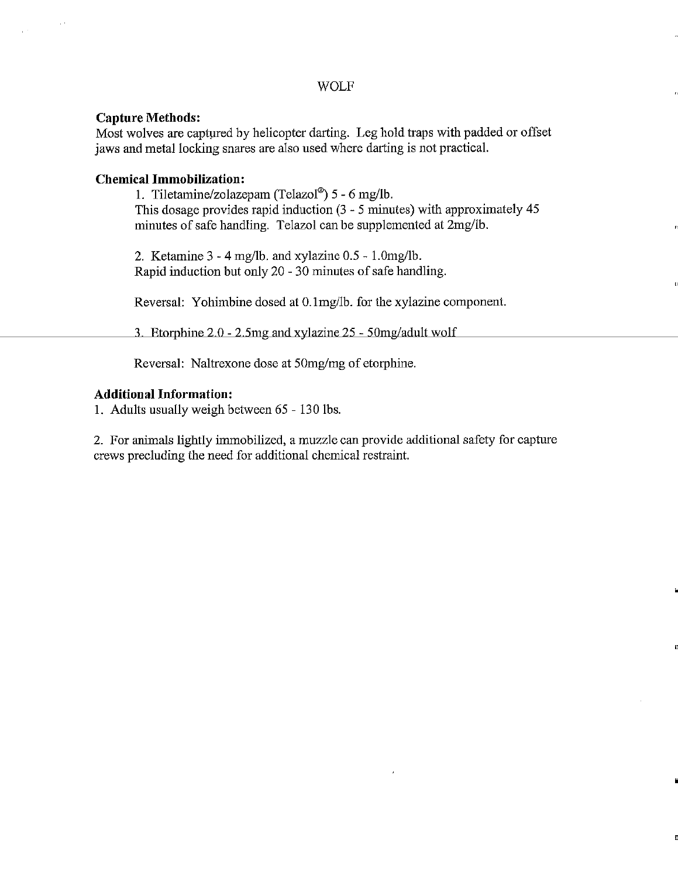# WOLF

**Capture Methods:**
Most wolves are captured by helicopter darting. Leg hold traps with padded or offset jaws and metal locking snares are also used where darting is not practical.

**Chemical Immobilization:**

1. Tiletamine/zolazepam (Telazol®) 5 - 6 mg/lb.
This dosage provides rapid induction (3 - 5 minutes) with approximately 45 minutes of safe handling. Telazol can be supplemented at 2mg/lb.

2. Ketamine 3 - 4 mg/lb. and xylazine 0.5 - 1.0mg/lb.
Rapid induction but only 20 - 30 minutes of safe handling.

Reversal: Yohimbine dosed at 0.1mg/lb. for the xylazine component.

3. Etorphine 2.0 - 2.5mg and xylazine 25 - 50mg/adult wolf

Reversal: Naltrexone dose at 50mg/mg of etorphine.

**Additional Information:**

1. Adults usually weigh between 65 - 130 lbs.

2. For animals lightly immobilized, a muzzle can provide additional safety for capture crews precluding the need for additional chemical restraint.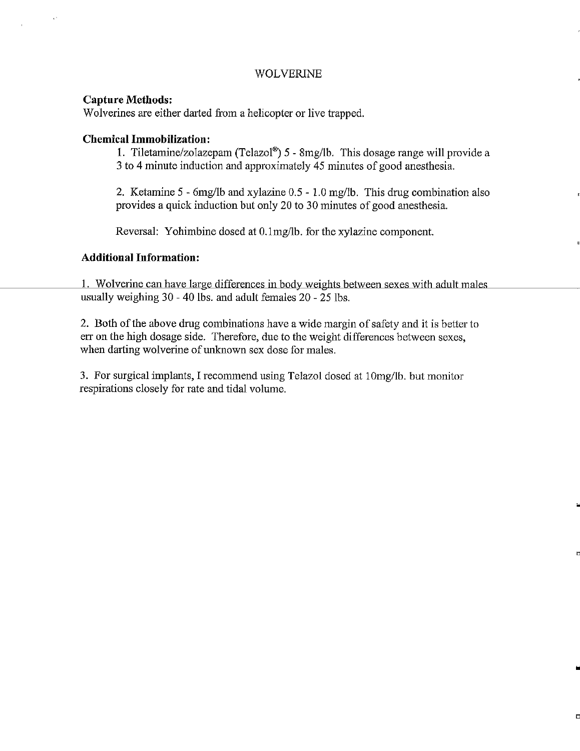# WOLVERINE

**Capture Methods:**
Wolverines are either darted from a helicopter or live trapped.

**Chemical Immobilization:**

1. Tiletamine/zolazepam (Telazol®) 5 - 8mg/lb. This dosage range will provide a 3 to 4 minute induction and approximately 45 minutes of good anesthesia.

2. Ketamine 5 - 6mg/lb and xylazine 0.5 - 1.0 mg/lb. This drug combination also provides a quick induction but only 20 to 30 minutes of good anesthesia.

Reversal: Yohimbine dosed at 0.1mg/lb. for the xylazine component.

**Additional Information:**

1. Wolverine can have large differences in body weights between sexes with adult males usually weighing 30 - 40 lbs. and adult females 20 - 25 lbs.

2. Both of the above drug combinations have a wide margin of safety and it is better to err on the high dosage side. Therefore, due to the weight differences between sexes, when darting wolverine of unknown sex dose for males.

3. For surgical implants, I recommend using Telazol dosed at 10mg/lb. but monitor respirations closely for rate and tidal volume.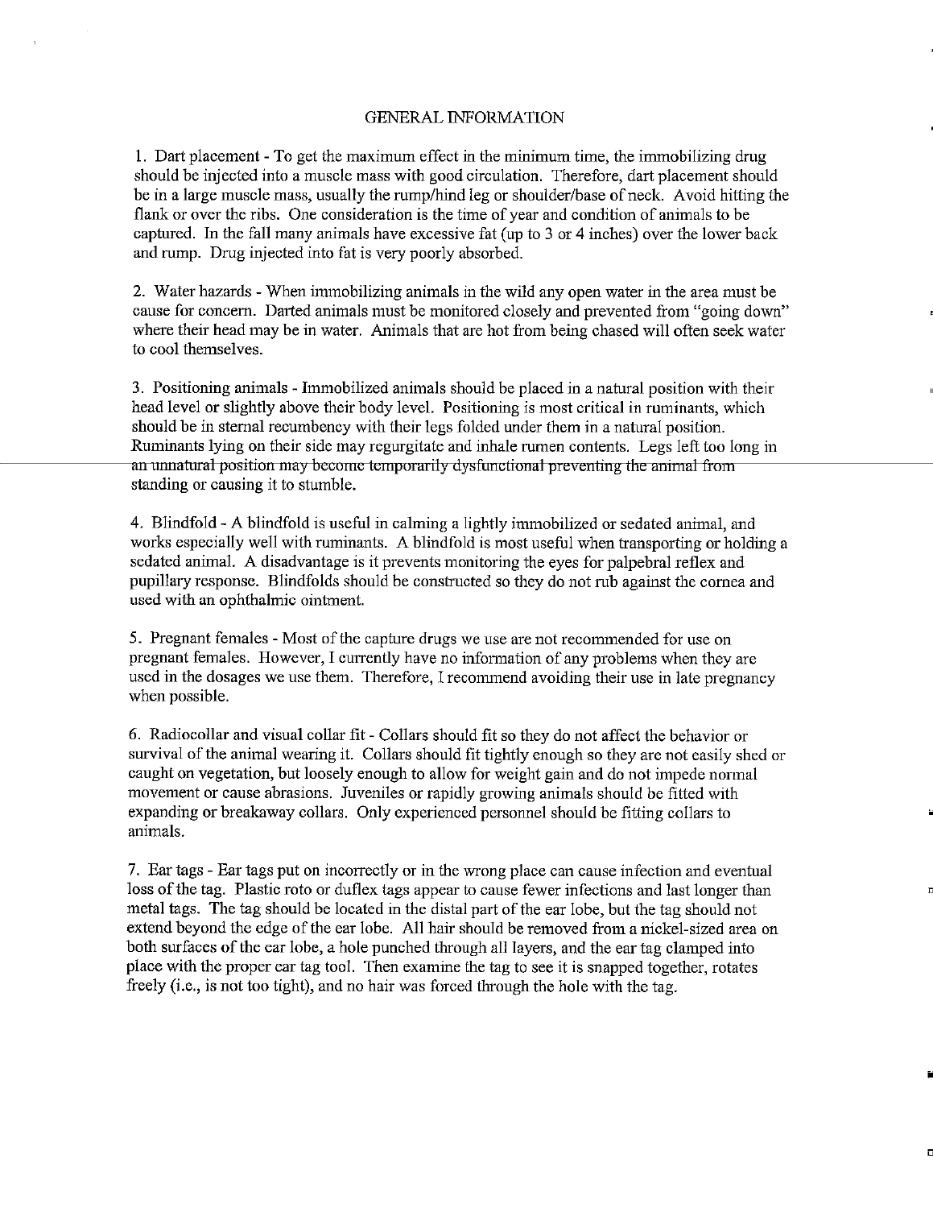## GENERAL INFORMATION

1. Dart placement - To get the maximum effect in the minimum time, the immobilizing drug should be injected into a muscle mass with good circulation. Therefore, dart placement should be in a large muscle mass, usually the rump/hind leg or shoulder/base of neck. Avoid hitting the flank or over the ribs. One consideration is the time of year and condition of animals to be captured. In the fall many animals have excessive fat (up to 3 or 4 inches) over the lower back and rump. Drug injected into fat is very poorly absorbed.

2. Water hazards - When immobilizing animals in the wild any open water in the area must be cause for concern. Darted animals must be monitored closely and prevented from "going down" where their head may be in water. Animals that are hot from being chased will often seek water to cool themselves.

3. Positioning animals - Immobilized animals should be placed in a natural position with their head level or slightly above their body level. Positioning is most critical in ruminants, which should be in sternal recumbency with their legs folded under them in a natural position. Ruminants lying on their side may regurgitate and inhale rumen contents. Legs left too long in an unnatural position may become temporarily dysfunctional preventing the animal from standing or causing it to stumble.

4. Blindfold - A blindfold is useful in calming a lightly immobilized or sedated animal, and works especially well with ruminants. A blindfold is most useful when transporting or holding a sedated animal. A disadvantage is it prevents monitoring the eyes for palpebral reflex and pupillary response. Blindfolds should be constructed so they do not rub against the cornea and used with an ophthalmic ointment.

5. Pregnant females - Most of the capture drugs we use are not recommended for use on pregnant females. However, I currently have no information of any problems when they are used in the dosages we use them. Therefore, I recommend avoiding their use in late pregnancy when possible.

6. Radiocollar and visual collar fit - Collars should fit so they do not affect the behavior or survival of the animal wearing it. Collars should fit tightly enough so they are not easily shed or caught on vegetation, but loosely enough to allow for weight gain and do not impede normal movement or cause abrasions. Juveniles or rapidly growing animals should be fitted with expanding or breakaway collars. Only experienced personnel should be fitting collars to animals.

7. Ear tags - Ear tags put on incorrectly or in the wrong place can cause infection and eventual loss of the tag. Plastic roto or duflex tags appear to cause fewer infections and last longer than metal tags. The tag should be located in the distal part of the ear lobe, but the tag should not extend beyond the edge of the ear lobe. All hair should be removed from a nickel-sized area on both surfaces of the ear lobe, a hole punched through all layers, and the ear tag clamped into place with the proper ear tag tool. Then examine the tag to see it is snapped together, rotates freely (i.e., is not too tight), and no hair was forced through the hole with the tag.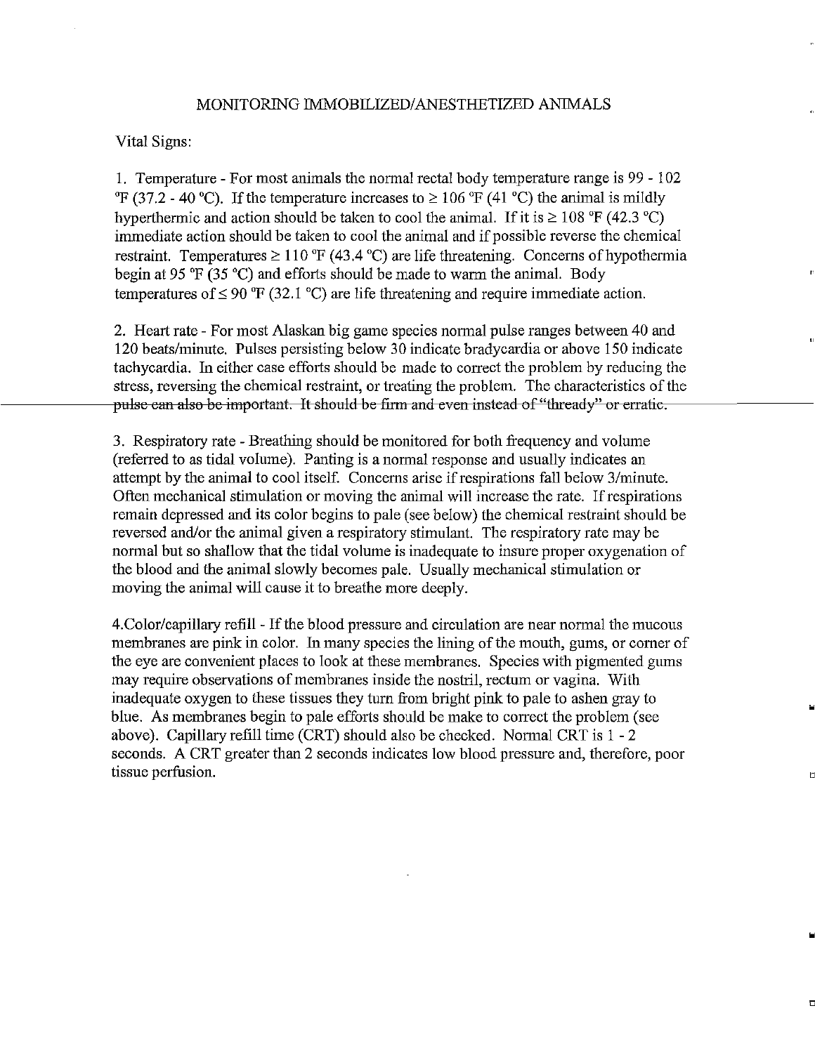# MONITORING IMMOBILIZED/ANESTHETIZED ANIMALS

Vital Signs:

1. Temperature - For most animals the normal rectal body temperature range is 99 - 102 °F (37.2 - 40 °C). If the temperature increases to ≥ 106 °F (41 °C) the animal is mildly hyperthermic and action should be taken to cool the animal. If it is ≥ 108 °F (42.3 °C) immediate action should be taken to cool the animal and if possible reverse the chemical restraint. Temperatures ≥ 110 °F (43.4 °C) are life threatening. Concerns of hypothermia begin at 95 °F (35 °C) and efforts should be made to warm the animal. Body temperatures of ≤ 90 °F (32.1 °C) are life threatening and require immediate action.

2. Heart rate - For most Alaskan big game species normal pulse ranges between 40 and 120 beats/minute. Pulses persisting below 30 indicate bradycardia or above 150 indicate tachycardia. In either case efforts should be made to correct the problem by reducing the stress, reversing the chemical restraint, or treating the problem. The characteristics of the pulse can also be important. It should be firm and even instead of "thready" or erratic.

3. Respiratory rate - Breathing should be monitored for both frequency and volume (referred to as tidal volume). Panting is a normal response and usually indicates an attempt by the animal to cool itself. Concerns arise if respirations fall below 3/minute. Often mechanical stimulation or moving the animal will increase the rate. If respirations remain depressed and its color begins to pale (see below) the chemical restraint should be reversed and/or the animal given a respiratory stimulant. The respiratory rate may be normal but so shallow that the tidal volume is inadequate to insure proper oxygenation of the blood and the animal slowly becomes pale. Usually mechanical stimulation or moving the animal will cause it to breathe more deeply.

4. Color/capillary refill - If the blood pressure and circulation are near normal the mucous membranes are pink in color. In many species the lining of the mouth, gums, or corner of the eye are convenient places to look at these membranes. Species with pigmented gums may require observations of membranes inside the nostril, rectum or vagina. With inadequate oxygen to these tissues they turn from bright pink to pale to ashen gray to blue. As membranes begin to pale efforts should be make to correct the problem (see above). Capillary refill time (CRT) should also be checked. Normal CRT is 1 - 2 seconds. A CRT greater than 2 seconds indicates low blood pressure and, therefore, poor tissue perfusion.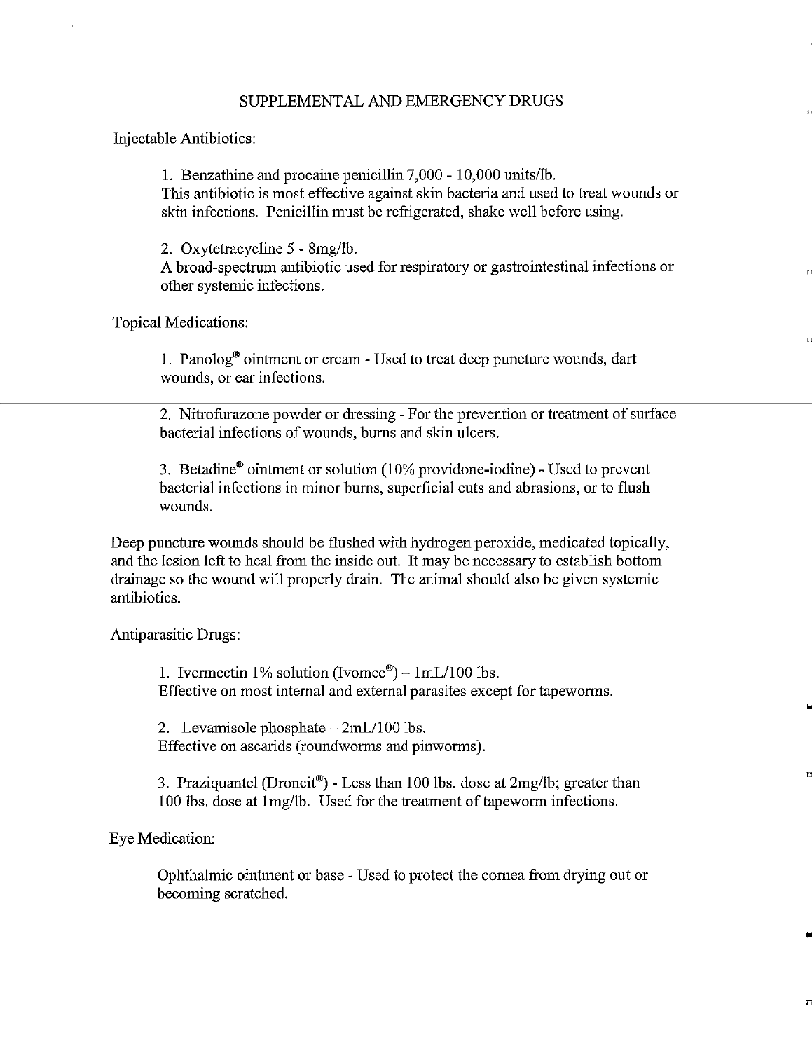# SUPPLEMENTAL AND EMERGENCY DRUGS

Injectable Antibiotics:

1. Benzathine and procaine penicillin 7,000 - 10,000 units/lb.
This antibiotic is most effective against skin bacteria and used to treat wounds or skin infections. Penicillin must be refrigerated, shake well before using.

2. Oxytetracycline 5 - 8mg/lb.
A broad-spectrum antibiotic used for respiratory or gastrointestinal infections or other systemic infections.

Topical Medications:

1. Panolog® ointment or cream - Used to treat deep puncture wounds, dart wounds, or ear infections.

2. Nitrofurazone powder or dressing - For the prevention or treatment of surface bacterial infections of wounds, burns and skin ulcers.

3. Betadine® ointment or solution (10% providone-iodine) - Used to prevent bacterial infections in minor burns, superficial cuts and abrasions, or to flush wounds.

Deep puncture wounds should be flushed with hydrogen peroxide, medicated topically, and the lesion left to heal from the inside out. It may be necessary to establish bottom drainage so the wound will properly drain. The animal should also be given systemic antibiotics.

Antiparasitic Drugs:

1. Ivermectin 1% solution (Ivomec®) – 1mL/100 lbs.
Effective on most internal and external parasites except for tapeworms.

2. Levamisole phosphate – 2mL/100 lbs.
Effective on ascarids (roundworms and pinworms).

3. Praziquantel (Droncit®) - Less than 100 lbs. dose at 2mg/lb; greater than 100 lbs. dose at 1mg/lb. Used for the treatment of tapeworm infections.

Eye Medication:

Ophthalmic ointment or base - Used to protect the cornea from drying out or becoming scratched.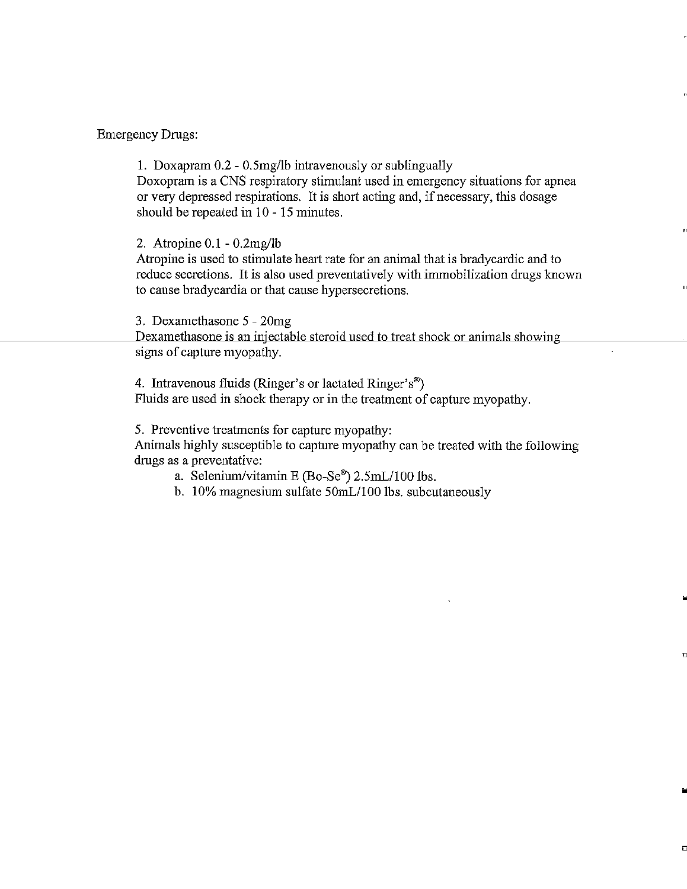Emergency Drugs:

1. Doxapram 0.2 - 0.5mg/lb intravenously or sublingually
Doxopram is a CNS respiratory stimulant used in emergency situations for apnea or very depressed respirations. It is short acting and, if necessary, this dosage should be repeated in 10 - 15 minutes.

2. Atropine 0.1 - 0.2mg/lb
Atropine is used to stimulate heart rate for an animal that is bradycardic and to reduce secretions. It is also used preventatively with immobilization drugs known to cause bradycardia or that cause hypersecretions.

3. Dexamethasone 5 - 20mg
Dexamethasone is an injectable steroid used to treat shock or animals showing signs of capture myopathy.

4. Intravenous fluids (Ringer's or lactated Ringer's®)
Fluids are used in shock therapy or in the treatment of capture myopathy.

5. Preventive treatments for capture myopathy:
Animals highly susceptible to capture myopathy can be treated with the following drugs as a preventative:
    a. Selenium/vitamin E (Bo-Se®) 2.5mL/100 lbs.
    b. 10% magnesium sulfate 50mL/100 lbs. subcutaneously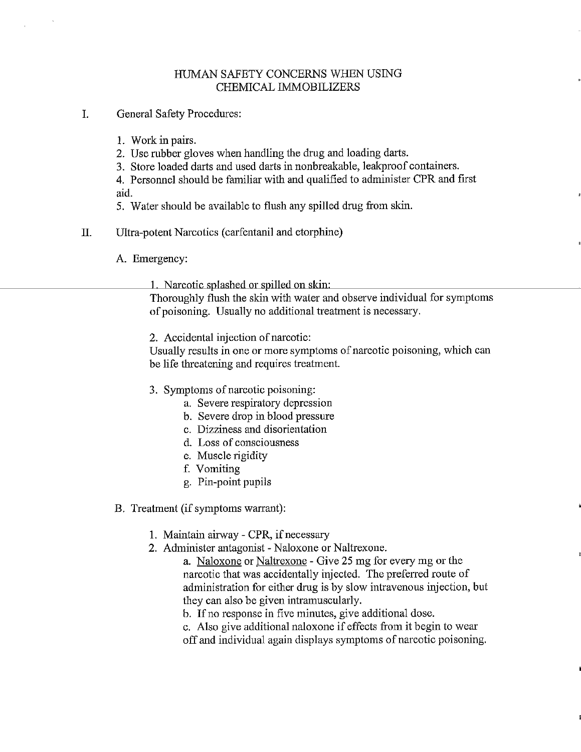# HUMAN SAFETY CONCERNS WHEN USING CHEMICAL IMMOBILIZERS

I. General Safety Procedures:

1. Work in pairs.
2. Use rubber gloves when handling the drug and loading darts.
3. Store loaded darts and used darts in nonbreakable, leakproof containers.
4. Personnel should be familiar with and qualified to administer CPR and first aid.
5. Water should be available to flush any spilled drug from skin.

II. Ultra-potent Narcotics (carfentanil and etorphine)

A. Emergency:

1. Narcotic splashed or spilled on skin:
Thoroughly flush the skin with water and observe individual for symptoms of poisoning. Usually no additional treatment is necessary.

2. Accidental injection of narcotic:
Usually results in one or more symptoms of narcotic poisoning, which can be life threatening and requires treatment.

3. Symptoms of narcotic poisoning:
   a. Severe respiratory depression
   b. Severe drop in blood pressure
   c. Dizziness and disorientation
   d. Loss of consciousness
   e. Muscle rigidity
   f. Vomiting
   g. Pin-point pupils

B. Treatment (if symptoms warrant):

1. Maintain airway - CPR, if necessary
2. Administer antagonist - Naloxone or Naltrexone.
   a. Naloxone or Naltrexone - Give 25 mg for every mg or the narcotic that was accidentally injected. The preferred route of administration for either drug is by slow intravenous injection, but they can also be given intramuscularly.
   b. If no response in five minutes, give additional dose.
   c. Also give additional naloxone if effects from it begin to wear off and individual again displays symptoms of narcotic poisoning.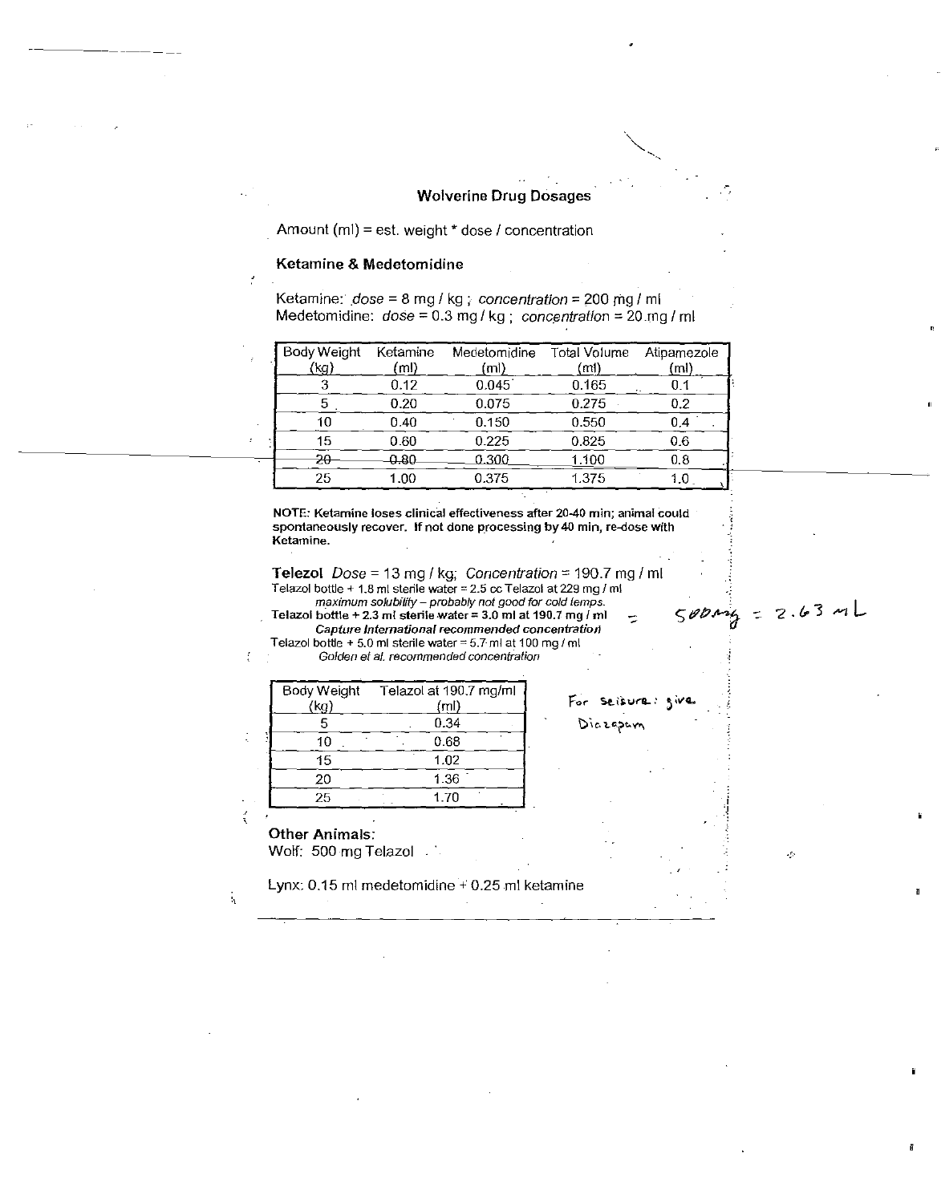## Wolverine Drug Dosages

Amount (ml) = est. weight * dose / concentration

### Ketamine & Medetomidine

Ketamine: *dose* = 8 mg / kg ; *concentration* = 200 mg / ml
Medetomidine: *dose* = 0.3 mg / kg ; *concentration* = 20 mg / ml

| Body Weight (kg) | Ketamine (ml) | Medetomidine (ml) | Total Volume (ml) | Atipamezole (ml) |
|---|---|---|---|---|
| 3 | 0.12 | 0.045 | 0.165 | 0.1 |
| 5 | 0.20 | 0.075 | 0.275 | 0.2 |
| 10 | 0.40 | 0.150 | 0.550 | 0.4 |
| 15 | 0.60 | 0.225 | 0.825 | 0.6 |
| ~~20~~ | ~~0.80~~ | ~~0.300~~ | ~~1.100~~ | ~~0.8~~ |
| 25 | 1.00 | 0.375 | 1.375 | 1.0 |

**NOTE: Ketamine loses clinical effectiveness after 20-40 min; animal could spontaneously recover. If not done processing by 40 min, re-dose with Ketamine.**

**Telezol** *Dose* = 13 mg / kg; *Concentration* = 190.7 mg / ml

Telazol bottle + 1.8 ml sterile water = 2.5 cc Telazol at 229 mg / ml
*maximum solubility – probably not good for cold temps.*

**Telazol bottle + 2.3 ml sterile water = 3.0 ml at 190.7 mg / ml** = 500 mg = 2.63 mL
***Capture International recommended concentration***

Telazol bottle + 5.0 ml sterile water = 5.7 ml at 100 mg / ml
*Golden et al. recommended concentration*

| Body Weight (kg) | Telazol at 190.7 mg/ml (ml) |
|---|---|
| 5 | 0.34 |
| 10 | 0.68 |
| 15 | 1.02 |
| 20 | 1.36 |
| 25 | 1.70 |

For seizure: give Diazepam

**Other Animals:**
Wolf: 500 mg Telazol

Lynx: 0.15 ml medetomidine + 0.25 ml ketamine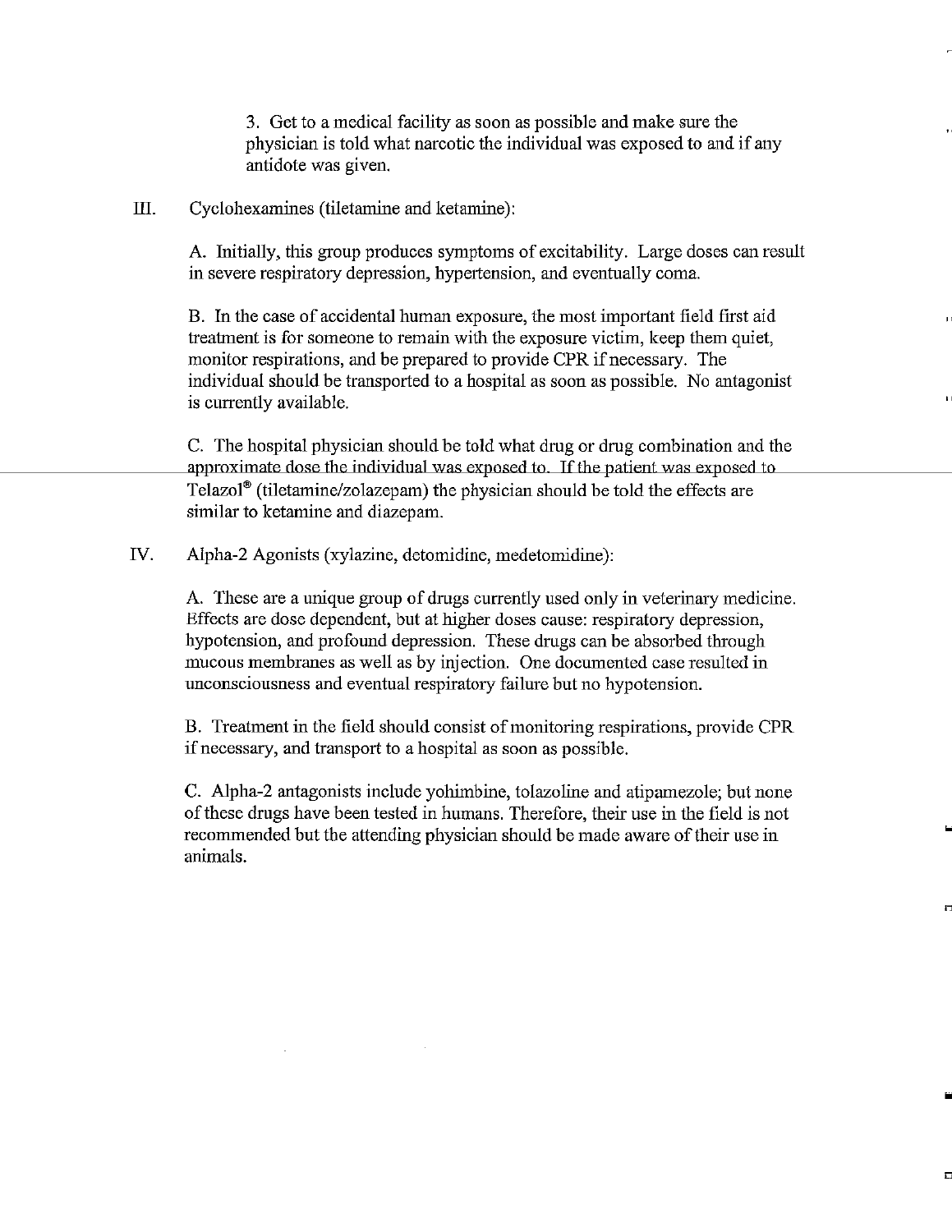3. Get to a medical facility as soon as possible and make sure the physician is told what narcotic the individual was exposed to and if any antidote was given.

III. Cyclohexamines (tiletamine and ketamine):

A. Initially, this group produces symptoms of excitability. Large doses can result in severe respiratory depression, hypertension, and eventually coma.

B. In the case of accidental human exposure, the most important field first aid treatment is for someone to remain with the exposure victim, keep them quiet, monitor respirations, and be prepared to provide CPR if necessary. The individual should be transported to a hospital as soon as possible. No antagonist is currently available.

C. The hospital physician should be told what drug or drug combination and the approximate dose the individual was exposed to. If the patient was exposed to Telazol® (tiletamine/zolazepam) the physician should be told the effects are similar to ketamine and diazepam.

IV. Alpha-2 Agonists (xylazine, detomidine, medetomidine):

A. These are a unique group of drugs currently used only in veterinary medicine. Effects are dose dependent, but at higher doses cause: respiratory depression, hypotension, and profound depression. These drugs can be absorbed through mucous membranes as well as by injection. One documented case resulted in unconsciousness and eventual respiratory failure but no hypotension.

B. Treatment in the field should consist of monitoring respirations, provide CPR if necessary, and transport to a hospital as soon as possible.

C. Alpha-2 antagonists include yohimbine, tolazoline and atipamezole; but none of these drugs have been tested in humans. Therefore, their use in the field is not recommended but the attending physician should be made aware of their use in animals.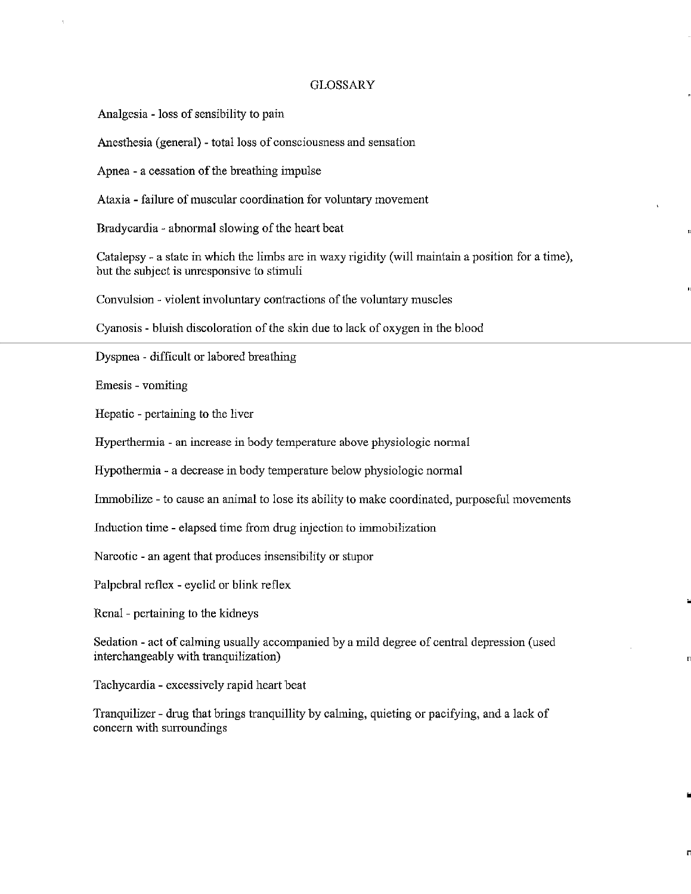# GLOSSARY

Analgesia - loss of sensibility to pain

Anesthesia (general) - total loss of consciousness and sensation

Apnea - a cessation of the breathing impulse

Ataxia - failure of muscular coordination for voluntary movement

Bradycardia - abnormal slowing of the heart beat

Catalepsy - a state in which the limbs are in waxy rigidity (will maintain a position for a time), but the subject is unresponsive to stimuli

Convulsion - violent involuntary contractions of the voluntary muscles

Cyanosis - bluish discoloration of the skin due to lack of oxygen in the blood

Dyspnea - difficult or labored breathing

Emesis - vomiting

Hepatic - pertaining to the liver

Hyperthermia - an increase in body temperature above physiologic normal

Hypothermia - a decrease in body temperature below physiologic normal

Immobilize - to cause an animal to lose its ability to make coordinated, purposeful movements

Induction time - elapsed time from drug injection to immobilization

Narcotic - an agent that produces insensibility or stupor

Palpebral reflex - eyelid or blink reflex

Renal - pertaining to the kidneys

Sedation - act of calming usually accompanied by a mild degree of central depression (used interchangeably with tranquilization)

Tachycardia - excessively rapid heart beat

Tranquilizer - drug that brings tranquillity by calming, quieting or pacifying, and a lack of concern with surroundings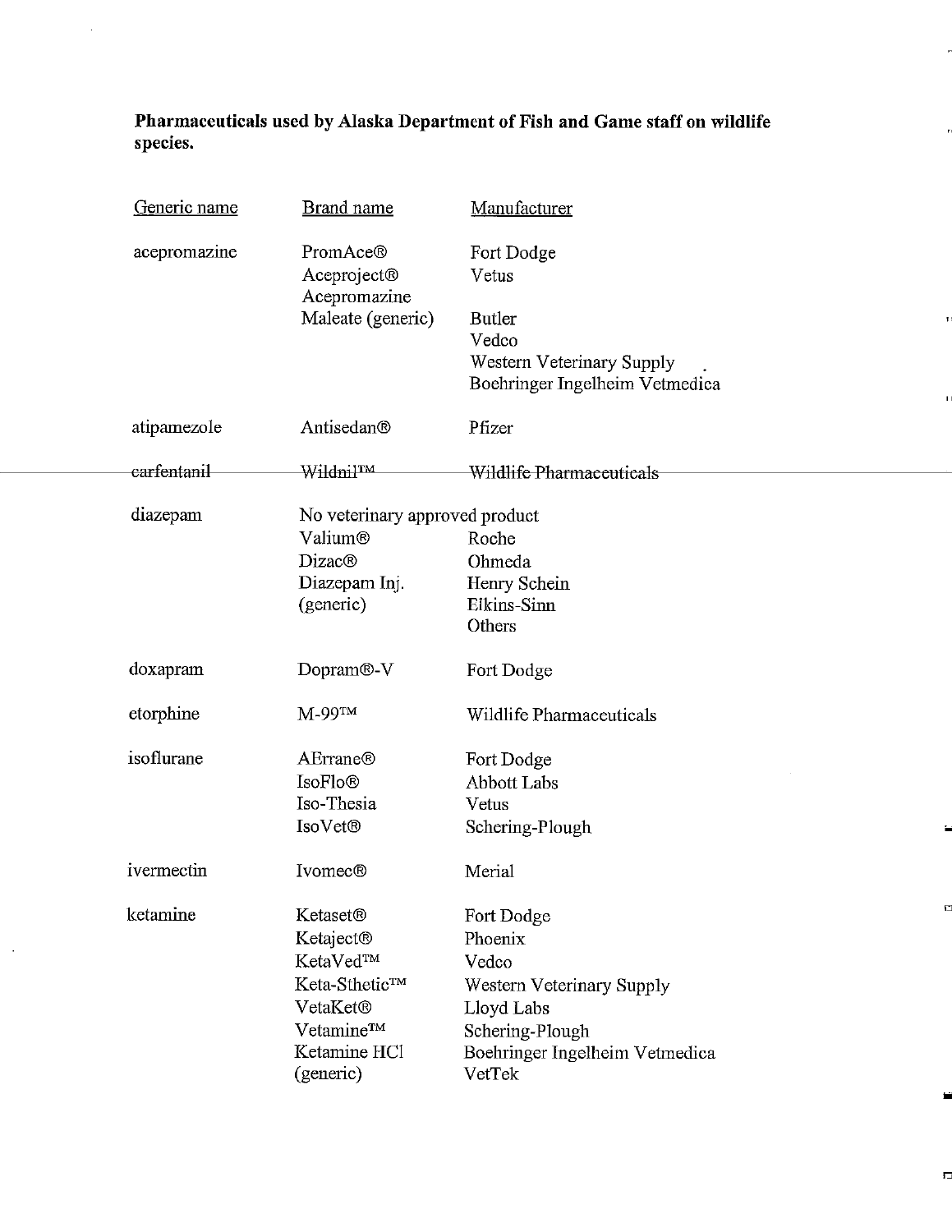**Pharmaceuticals used by Alaska Department of Fish and Game staff on wildlife species.**

| Generic name | Brand name | Manufacturer |
|---|---|---|
| acepromazine | PromAce® | Fort Dodge |
| | Aceproject® | Vetus |
| | Acepromazine Maleate (generic) | Butler |
| | | Vedco |
| | | Western Veterinary Supply |
| | | Boehringer Ingelheim Vetmedica |
| atipamezole | Antisedan® | Pfizer |
| ~~carfentanil~~ | ~~Wildnil™~~ | ~~Wildlife Pharmaceuticals~~ |
| diazepam | No veterinary approved product | |
| | Valium® | Roche |
| | Dizac® | Ohmeda |
| | Diazepam Inj. (generic) | Henry Schein |
| | | Elkins-Sinn |
| | | Others |
| doxapram | Dopram®-V | Fort Dodge |
| etorphine | M-99™ | Wildlife Pharmaceuticals |
| isoflurane | AErrane® | Fort Dodge |
| | IsoFlo® | Abbott Labs |
| | Iso-Thesia | Vetus |
| | IsoVet® | Schering-Plough |
| ivermectin | Ivomec® | Merial |
| ketamine | Ketaset® | Fort Dodge |
| | Ketaject® | Phoenix |
| | KetaVed™ | Vedco |
| | Keta-Sthetic™ | Western Veterinary Supply |
| | VetaKet® | Lloyd Labs |
| | Vetamine™ | Schering-Plough |
| | Ketamine HCl (generic) | Boehringer Ingelheim Vetmedica |
| | | VetTek |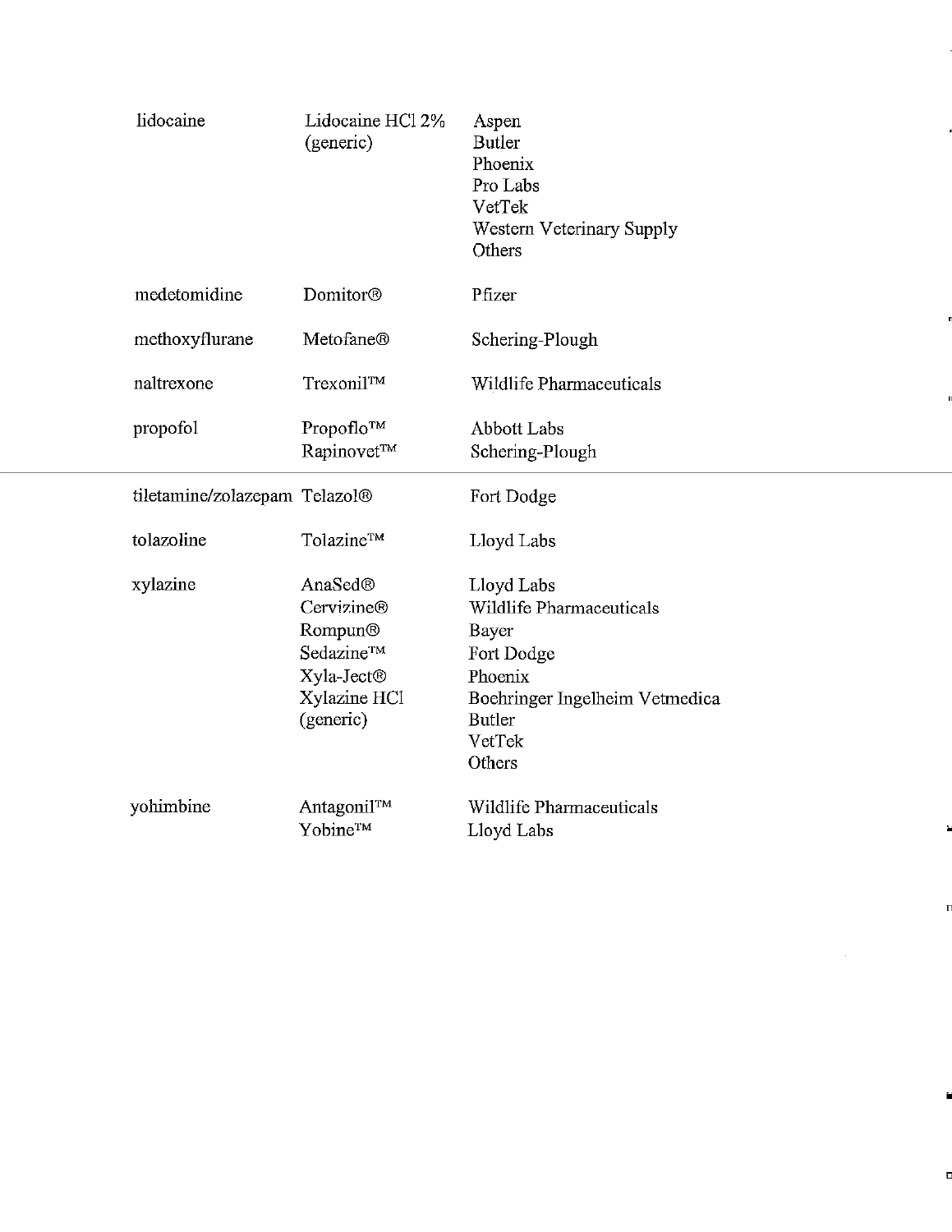| | | |
|---|---|---|
| lidocaine | Lidocaine HCl 2% (generic) | Aspen<br>Butler<br>Phoenix<br>Pro Labs<br>VetTek<br>Western Veterinary Supply<br>Others |
| medetomidine | Domitor® | Pfizer |
| methoxyflurane | Metofane® | Schering-Plough |
| naltrexone | Trexonil™ | Wildlife Pharmaceuticals |
| propofol | Propoflo™<br>Rapinovet™ | Abbott Labs<br>Schering-Plough |
| tiletamine/zolazepam | Telazol® | Fort Dodge |
| tolazoline | Tolazine™ | Lloyd Labs |
| xylazine | AnaSed®<br>Cervizine®<br>Rompun®<br>Sedazine™<br>Xyla-Ject®<br>Xylazine HCl (generic) | Lloyd Labs<br>Wildlife Pharmaceuticals<br>Bayer<br>Fort Dodge<br>Phoenix<br>Boehringer Ingelheim Vetmedica<br>Butler<br>VetTek<br>Others |
| yohimbine | Antagonil™<br>Yobine™ | Wildlife Pharmaceuticals<br>Lloyd Labs |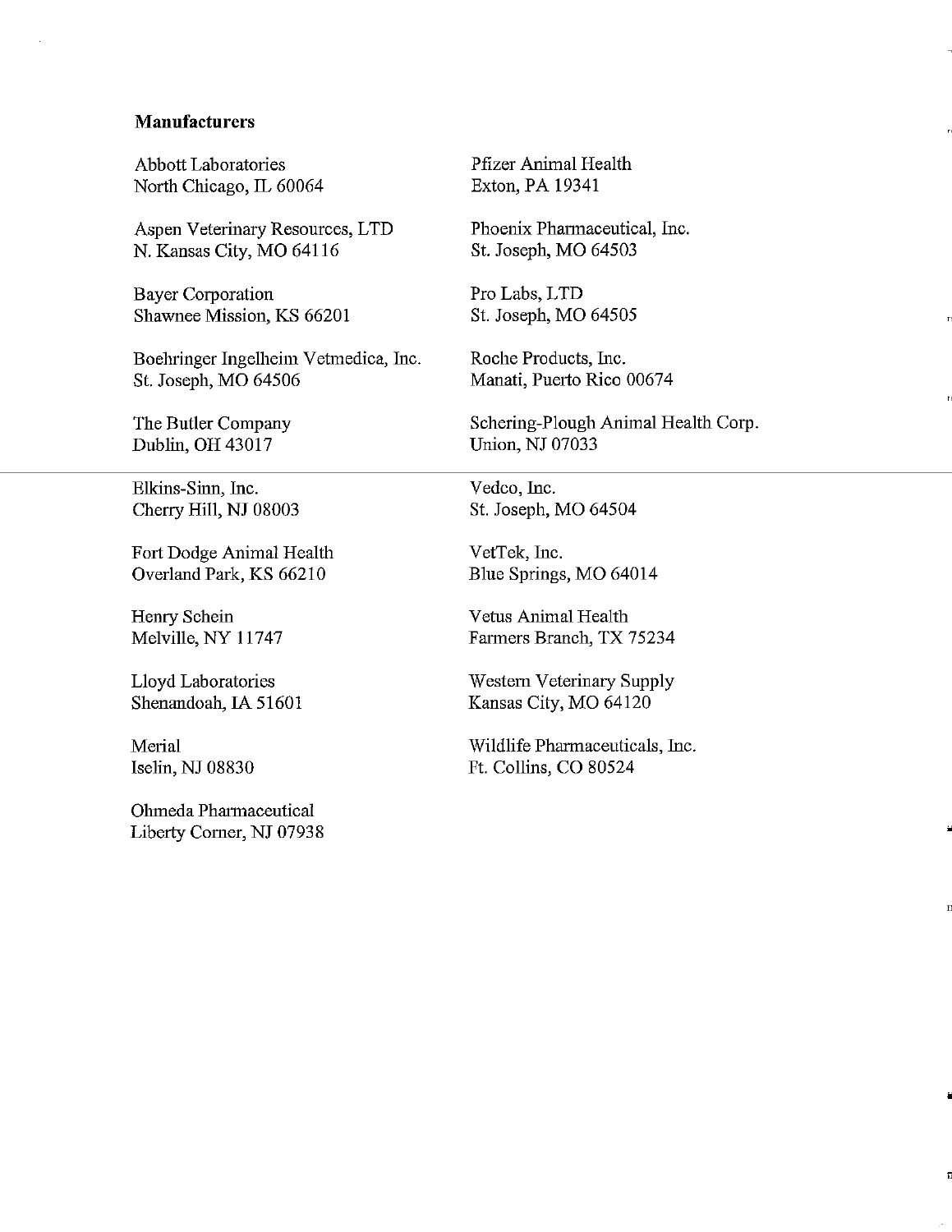## Manufacturers

Abbott Laboratories
North Chicago, IL 60064

Aspen Veterinary Resources, LTD
N. Kansas City, MO 64116

Bayer Corporation
Shawnee Mission, KS 66201

Boehringer Ingelheim Vetmedica, Inc.
St. Joseph, MO 64506

The Butler Company
Dublin, OH 43017

Elkins-Sinn, Inc.
Cherry Hill, NJ 08003

Fort Dodge Animal Health
Overland Park, KS 66210

Henry Schein
Melville, NY 11747

Lloyd Laboratories
Shenandoah, IA 51601

Merial
Iselin, NJ 08830

Ohmeda Pharmaceutical
Liberty Corner, NJ 07938

Pfizer Animal Health
Exton, PA 19341

Phoenix Pharmaceutical, Inc.
St. Joseph, MO 64503

Pro Labs, LTD
St. Joseph, MO 64505

Roche Products, Inc.
Manati, Puerto Rico 00674

Schering-Plough Animal Health Corp.
Union, NJ 07033

Vedco, Inc.
St. Joseph, MO 64504

VetTek, Inc.
Blue Springs, MO 64014

Vetus Animal Health
Farmers Branch, TX 75234

Western Veterinary Supply
Kansas City, MO 64120

Wildlife Pharmaceuticals, Inc.
Ft. Collins, CO 80524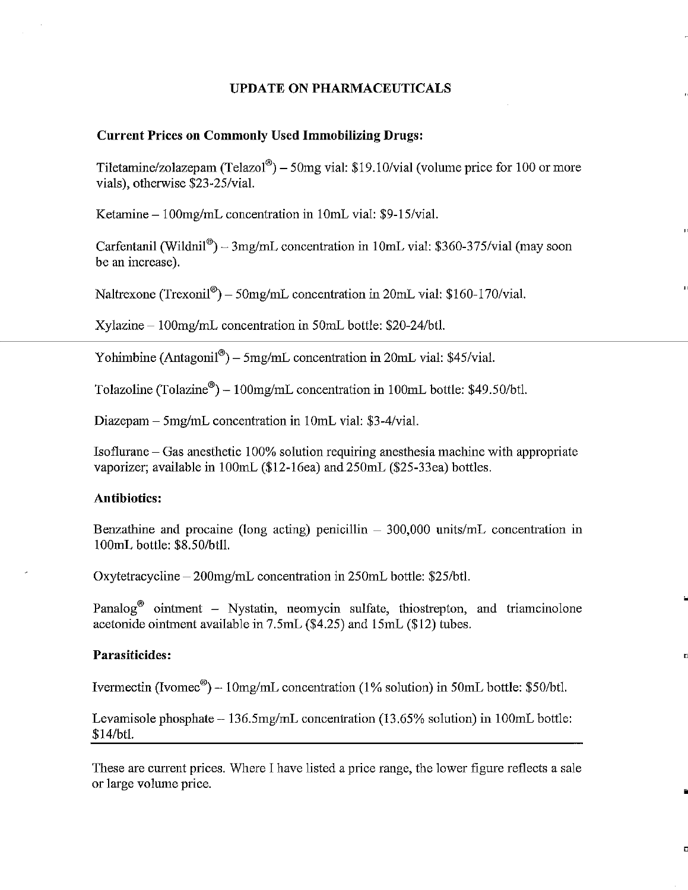## UPDATE ON PHARMACEUTICALS

### Current Prices on Commonly Used Immobilizing Drugs:

Tiletamine/zolazepam (Telazol®) – 50mg vial: $19.10/vial (volume price for 100 or more vials), otherwise $23-25/vial.

Ketamine – 100mg/mL concentration in 10mL vial: $9-15/vial.

Carfentanil (Wildnil®) – 3mg/mL concentration in 10mL vial: $360-375/vial (may soon be an increase).

Naltrexone (Trexonil®) – 50mg/mL concentration in 20mL vial: $160-170/vial.

Xylazine – 100mg/mL concentration in 50mL bottle: $20-24/btl.

Yohimbine (Antagonil®) – 5mg/mL concentration in 20mL vial: $45/vial.

Tolazoline (Tolazine®) – 100mg/mL concentration in 100mL bottle: $49.50/btl.

Diazepam – 5mg/mL concentration in 10mL vial: $3-4/vial.

Isoflurane – Gas anesthetic 100% solution requiring anesthesia machine with appropriate vaporizer; available in 100mL ($12-16ea) and 250mL ($25-33ea) bottles.

### Antibiotics:

Benzathine and procaine (long acting) penicillin – 300,000 units/mL concentration in 100mL bottle: $8.50/btll.

Oxytetracycline – 200mg/mL concentration in 250mL bottle: $25/btl.

Panalog® ointment – Nystatin, neomycin sulfate, thiostrepton, and triamcinolone acetonide ointment available in 7.5mL ($4.25) and 15mL ($12) tubes.

### Parasiticides:

Ivermectin (Ivomec®) – 10mg/mL concentration (1% solution) in 50mL bottle: $50/btl.

Levamisole phosphate – 136.5mg/mL concentration (13.65% solution) in 100mL bottle: $14/btl.

---

These are current prices. Where I have listed a price range, the lower figure reflects a sale or large volume price.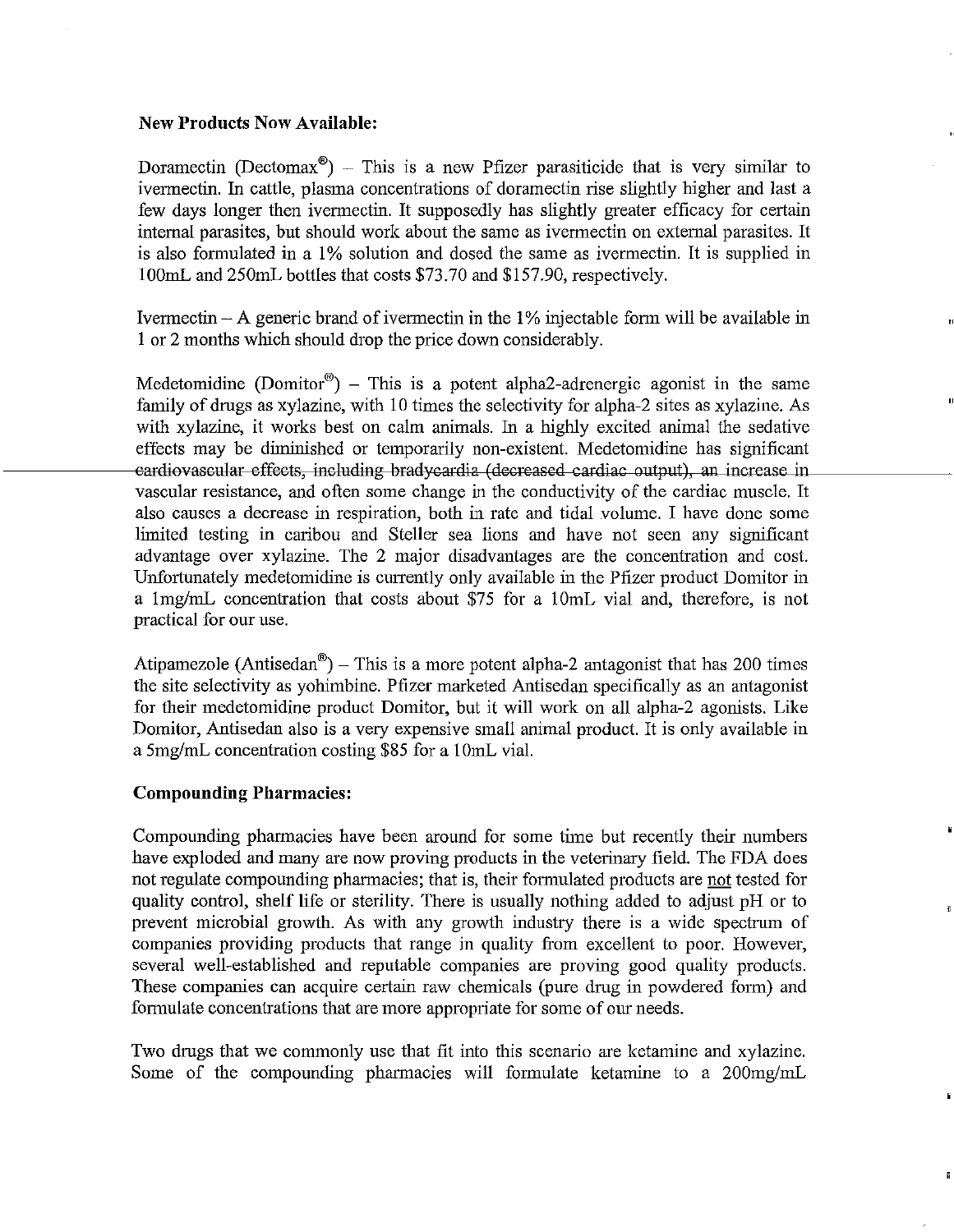**New Products Now Available:**

Doramectin (Dectomax®) – This is a new Pfizer parasiticide that is very similar to ivermectin. In cattle, plasma concentrations of doramectin rise slightly higher and last a few days longer then ivermectin. It supposedly has slightly greater efficacy for certain internal parasites, but should work about the same as ivermectin on external parasites. It is also formulated in a 1% solution and dosed the same as ivermectin. It is supplied in 100mL and 250mL bottles that costs $73.70 and $157.90, respectively.

Ivermectin – A generic brand of ivermectin in the 1% injectable form will be available in 1 or 2 months which should drop the price down considerably.

Medetomidine (Domitor®) – This is a potent alpha2-adrenergic agonist in the same family of drugs as xylazine, with 10 times the selectivity for alpha-2 sites as xylazine. As with xylazine, it works best on calm animals. In a highly excited animal the sedative effects may be diminished or temporarily non-existent. Medetomidine has significant cardiovascular effects, including bradycardia (decreased cardiac output), an increase in vascular resistance, and often some change in the conductivity of the cardiac muscle. It also causes a decrease in respiration, both in rate and tidal volume. I have done some limited testing in caribou and Steller sea lions and have not seen any significant advantage over xylazine. The 2 major disadvantages are the concentration and cost. Unfortunately medetomidine is currently only available in the Pfizer product Domitor in a 1mg/mL concentration that costs about $75 for a 10mL vial and, therefore, is not practical for our use.

Atipamezole (Antisedan®) – This is a more potent alpha-2 antagonist that has 200 times the site selectivity as yohimbine. Pfizer marketed Antisedan specifically as an antagonist for their medetomidine product Domitor, but it will work on all alpha-2 agonists. Like Domitor, Antisedan also is a very expensive small animal product. It is only available in a 5mg/mL concentration costing $85 for a 10mL vial.

**Compounding Pharmacies:**

Compounding pharmacies have been around for some time but recently their numbers have exploded and many are now proving products in the veterinary field. The FDA does not regulate compounding pharmacies; that is, their formulated products are not tested for quality control, shelf life or sterility. There is usually nothing added to adjust pH or to prevent microbial growth. As with any growth industry there is a wide spectrum of companies providing products that range in quality from excellent to poor. However, several well-established and reputable companies are proving good quality products. These companies can acquire certain raw chemicals (pure drug in powdered form) and formulate concentrations that are more appropriate for some of our needs.

Two drugs that we commonly use that fit into this scenario are ketamine and xylazine. Some of the compounding pharmacies will formulate ketamine to a 200mg/mL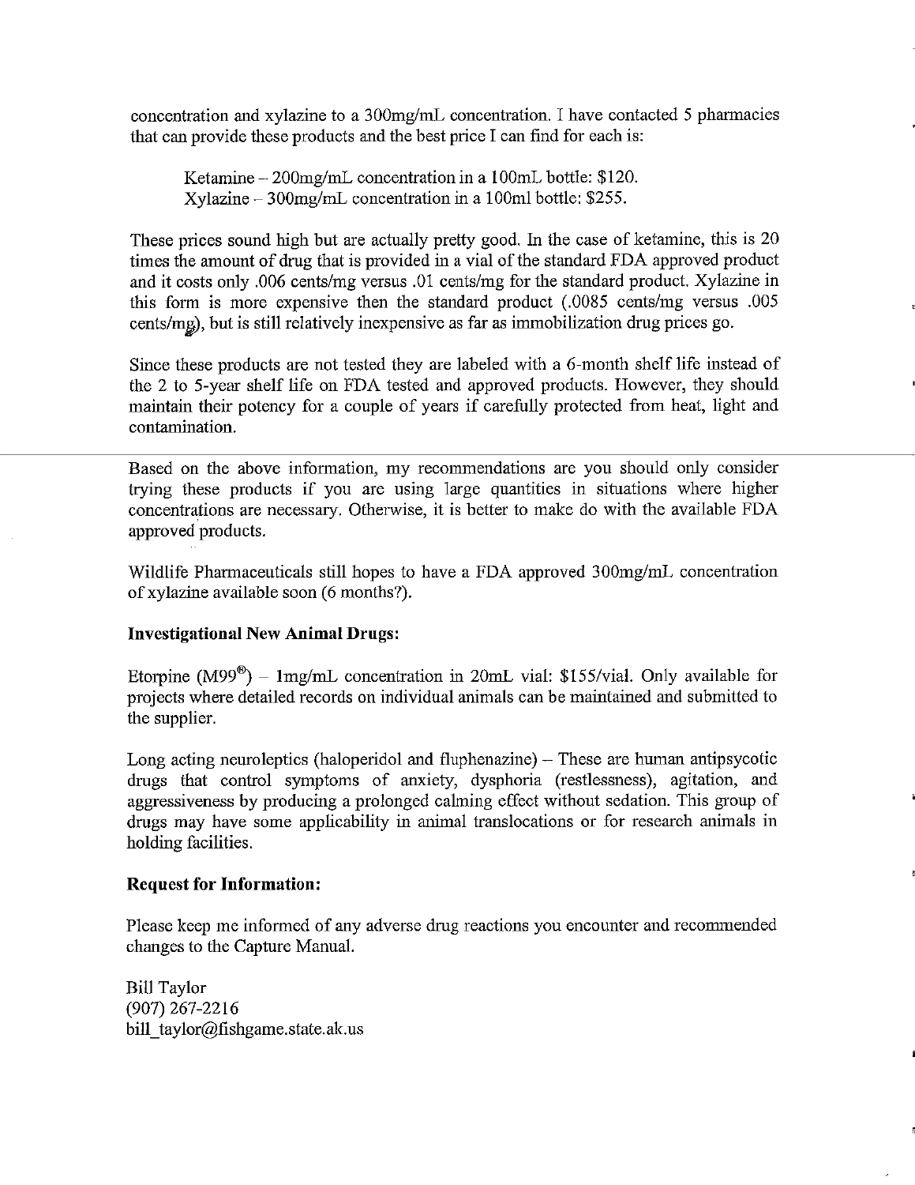concentration and xylazine to a 300mg/mL concentration. I have contacted 5 pharmacies that can provide these products and the best price I can find for each is:

Ketamine – 200mg/mL concentration in a 100mL bottle: $120.
Xylazine – 300mg/mL concentration in a 100ml bottle: $255.

These prices sound high but are actually pretty good. In the case of ketamine, this is 20 times the amount of drug that is provided in a vial of the standard FDA approved product and it costs only .006 cents/mg versus .01 cents/mg for the standard product. Xylazine in this form is more expensive then the standard product (.0085 cents/mg versus .005 cents/mg), but is still relatively inexpensive as far as immobilization drug prices go.

Since these products are not tested they are labeled with a 6-month shelf life instead of the 2 to 5-year shelf life on FDA tested and approved products. However, they should maintain their potency for a couple of years if carefully protected from heat, light and contamination.

Based on the above information, my recommendations are you should only consider trying these products if you are using large quantities in situations where higher concentrations are necessary. Otherwise, it is better to make do with the available FDA approved products.

Wildlife Pharmaceuticals still hopes to have a FDA approved 300mg/mL concentration of xylazine available soon (6 months?).

**Investigational New Animal Drugs:**

Etorpine (M99®) – 1mg/mL concentration in 20mL vial: $155/vial. Only available for projects where detailed records on individual animals can be maintained and submitted to the supplier.

Long acting neuroleptics (haloperidol and fluphenazine) – These are human antipsycotic drugs that control symptoms of anxiety, dysphoria (restlessness), agitation, and aggressiveness by producing a prolonged calming effect without sedation. This group of drugs may have some applicability in animal translocations or for research animals in holding facilities.

**Request for Information:**

Please keep me informed of any adverse drug reactions you encounter and recommended changes to the Capture Manual.

Bill Taylor
(907) 267-2216
bill_taylor@fishgame.state.ak.us